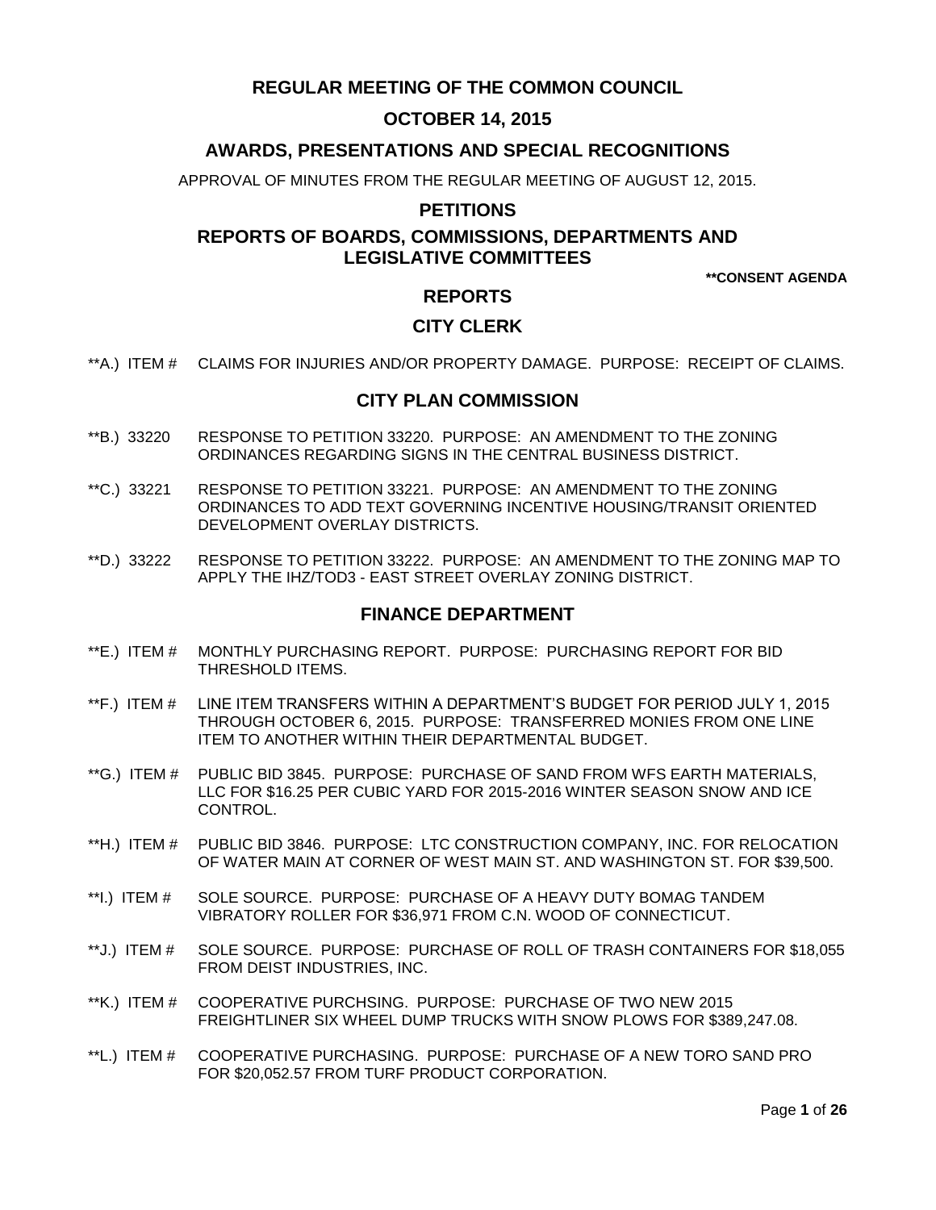# REGULAR MEETING OF THE COMMON COUNCIL

## OCTOBER 14, 2015

## AWARDS, PRESENTATIONS AND SPECIAL RECOGNITIONS

APPROVAL OF MINUTES FROM THE REGULAR MEETING OF AUGUST 12, 2015.

## PETITIONS

## REPORTS OF BOARDS, COMMISSIONS, DEPARTMENTS AND LEGISLATIVE COMMITTEES

**\*\*CONSENT AGENDA**

## REPORTS

## CITY CLERK

**A.) ITEM # CLAIMS FOR INJURIES AND/OR PROPERTY DAMAGE. PURPOSE: RECEIPT OF CLAIMS.

## CITY PLAN COMMISSION

**B.) 33220 RESPONSE TO PETITION 33220. PURPOSE: AN AMENDMENT TO THE ZONING ORDINANCES REGARDING SIGNS IN THE CENTRAL BUSINESS DISTRICT.

**C.) 33221 RESPONSE TO PETITION 33221. PURPOSE: AN AMENDMENT TO THE ZONING ORDINANCES TO ADD TEXT GOVERNING INCENTIVE HOUSING/TRANSIT ORIENTED DEVELOPMENT OVERLAY DISTRICTS.

**D.) 33222 RESPONSE TO PETITION 33222. PURPOSE: AN AMENDMENT TO THE ZONING MAP TO APPLY THE IHZ/TOD3 - EAST STREET OVERLAY ZONING DISTRICT.

## FINANCE DEPARTMENT

**E.) ITEM # MONTHLY PURCHASING REPORT. PURPOSE: PURCHASING REPORT FOR BID THRESHOLD ITEMS.

**F.) ITEM # LINE ITEM TRANSFERS WITHIN A DEPARTMENT'S BUDGET FOR PERIOD JULY 1, 2015 THROUGH OCTOBER 6, 2015. PURPOSE: TRANSFERRED MONIES FROM ONE LINE ITEM TO ANOTHER WITHIN THEIR DEPARTMENTAL BUDGET.

**G.) ITEM # PUBLIC BID 3845. PURPOSE: PURCHASE OF SAND FROM WFS EARTH MATERIALS, LLC FOR $16.25 PER CUBIC YARD FOR 2015-2016 WINTER SEASON SNOW AND ICE CONTROL.

**H.) ITEM # PUBLIC BID 3846. PURPOSE: LTC CONSTRUCTION COMPANY, INC. FOR RELOCATION OF WATER MAIN AT CORNER OF WEST MAIN ST. AND WASHINGTON ST. FOR $39,500.

**I.) ITEM # SOLE SOURCE. PURPOSE: PURCHASE OF A HEAVY DUTY BOMAG TANDEM VIBRATORY ROLLER FOR $36,971 FROM C.N. WOOD OF CONNECTICUT.

**J.) ITEM # SOLE SOURCE. PURPOSE: PURCHASE OF ROLL OF TRASH CONTAINERS FOR $18,055 FROM DEIST INDUSTRIES, INC.

**K.) ITEM # COOPERATIVE PURCHSING. PURPOSE: PURCHASE OF TWO NEW 2015 FREIGHTLINER SIX WHEEL DUMP TRUCKS WITH SNOW PLOWS FOR $389,247.08.

**L.) ITEM # COOPERATIVE PURCHASING. PURPOSE: PURCHASE OF A NEW TORO SAND PRO FOR $20,052.57 FROM TURF PRODUCT CORPORATION.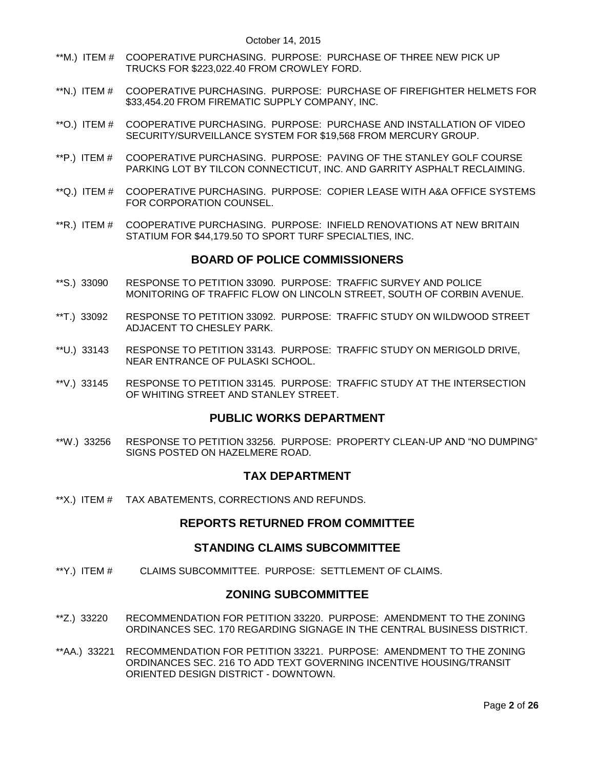October 14, 2015

**M.) ITEM # COOPERATIVE PURCHASING. PURPOSE: PURCHASE OF THREE NEW PICK UP TRUCKS FOR $223,022.40 FROM CROWLEY FORD.

**N.) ITEM # COOPERATIVE PURCHASING. PURPOSE: PURCHASE OF FIREFIGHTER HELMETS FOR $33,454.20 FROM FIREMATIC SUPPLY COMPANY, INC.

**O.) ITEM # COOPERATIVE PURCHASING. PURPOSE: PURCHASE AND INSTALLATION OF VIDEO SECURITY/SURVEILLANCE SYSTEM FOR $19,568 FROM MERCURY GROUP.

**P.) ITEM # COOPERATIVE PURCHASING. PURPOSE: PAVING OF THE STANLEY GOLF COURSE PARKING LOT BY TILCON CONNECTICUT, INC. AND GARRITY ASPHALT RECLAIMING.

**Q.) ITEM # COOPERATIVE PURCHASING. PURPOSE: COPIER LEASE WITH A&A OFFICE SYSTEMS FOR CORPORATION COUNSEL.

**R.) ITEM # COOPERATIVE PURCHASING. PURPOSE: INFIELD RENOVATIONS AT NEW BRITAIN STATIUM FOR $44,179.50 TO SPORT TURF SPECIALTIES, INC.

## BOARD OF POLICE COMMISSIONERS

**S.) 33090 RESPONSE TO PETITION 33090. PURPOSE: TRAFFIC SURVEY AND POLICE MONITORING OF TRAFFIC FLOW ON LINCOLN STREET, SOUTH OF CORBIN AVENUE.

**T.) 33092 RESPONSE TO PETITION 33092. PURPOSE: TRAFFIC STUDY ON WILDWOOD STREET ADJACENT TO CHESLEY PARK.

**U.) 33143 RESPONSE TO PETITION 33143. PURPOSE: TRAFFIC STUDY ON MERIGOLD DRIVE, NEAR ENTRANCE OF PULASKI SCHOOL.

**V.) 33145 RESPONSE TO PETITION 33145. PURPOSE: TRAFFIC STUDY AT THE INTERSECTION OF WHITING STREET AND STANLEY STREET.

## PUBLIC WORKS DEPARTMENT

**W.) 33256 RESPONSE TO PETITION 33256. PURPOSE: PROPERTY CLEAN-UP AND "NO DUMPING" SIGNS POSTED ON HAZELMERE ROAD.

## TAX DEPARTMENT

**X.) ITEM # TAX ABATEMENTS, CORRECTIONS AND REFUNDS.

## REPORTS RETURNED FROM COMMITTEE

## STANDING CLAIMS SUBCOMMITTEE

**Y.) ITEM # CLAIMS SUBCOMMITTEE. PURPOSE: SETTLEMENT OF CLAIMS.

## ZONING SUBCOMMITTEE

**Z.) 33220 RECOMMENDATION FOR PETITION 33220. PURPOSE: AMENDMENT TO THE ZONING ORDINANCES SEC. 170 REGARDING SIGNAGE IN THE CENTRAL BUSINESS DISTRICT.

**AA.) 33221 RECOMMENDATION FOR PETITION 33221. PURPOSE: AMENDMENT TO THE ZONING ORDINANCES SEC. 216 TO ADD TEXT GOVERNING INCENTIVE HOUSING/TRANSIT ORIENTED DESIGN DISTRICT - DOWNTOWN.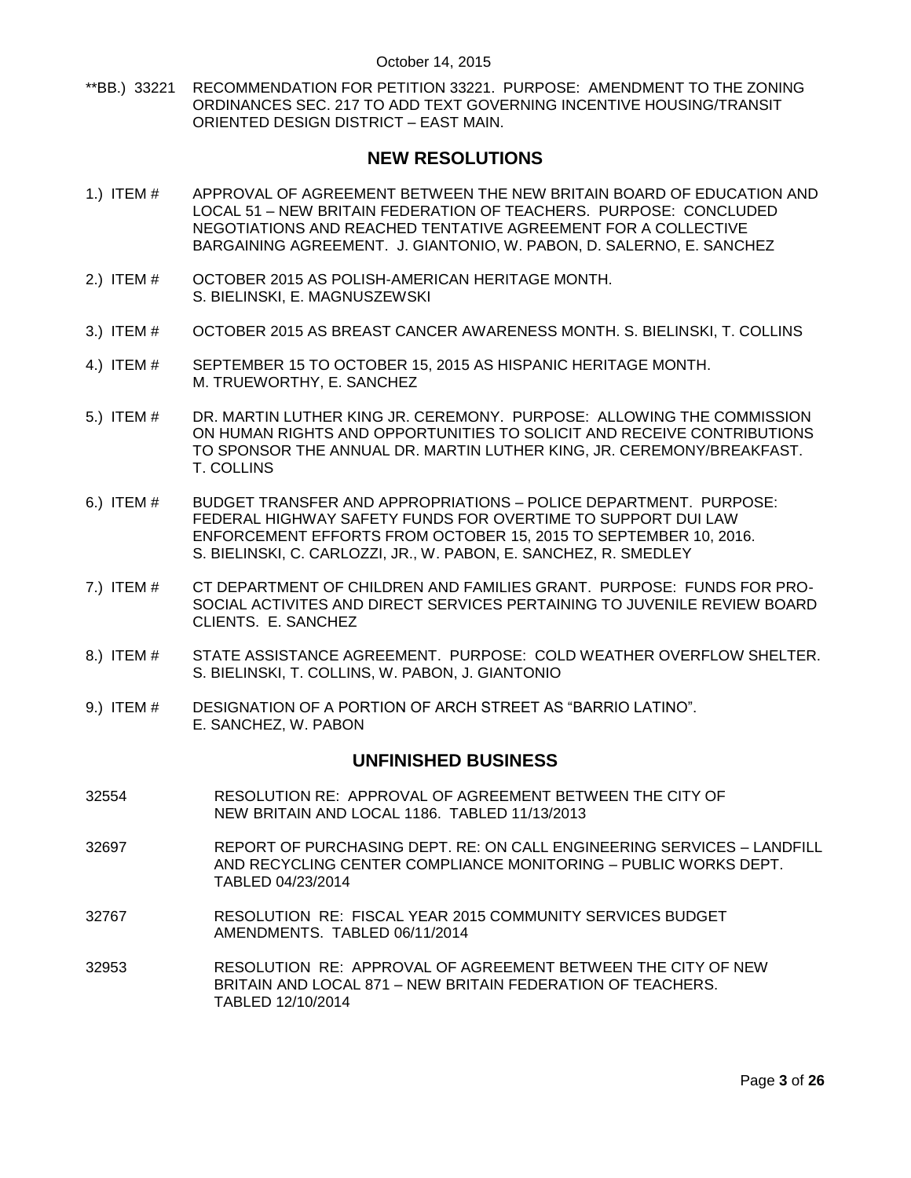**BB.) 33221 RECOMMENDATION FOR PETITION 33221. PURPOSE: AMENDMENT TO THE ZONING ORDINANCES SEC. 217 TO ADD TEXT GOVERNING INCENTIVE HOUSING/TRANSIT ORIENTED DESIGN DISTRICT – EAST MAIN.

## NEW RESOLUTIONS

1.) ITEM # APPROVAL OF AGREEMENT BETWEEN THE NEW BRITAIN BOARD OF EDUCATION AND LOCAL 51 – NEW BRITAIN FEDERATION OF TEACHERS. PURPOSE: CONCLUDED NEGOTIATIONS AND REACHED TENTATIVE AGREEMENT FOR A COLLECTIVE BARGAINING AGREEMENT. J. GIANTONIO, W. PABON, D. SALERNO, E. SANCHEZ

2.) ITEM # OCTOBER 2015 AS POLISH-AMERICAN HERITAGE MONTH. S. BIELINSKI, E. MAGNUSZEWSKI

3.) ITEM # OCTOBER 2015 AS BREAST CANCER AWARENESS MONTH. S. BIELINSKI, T. COLLINS

4.) ITEM # SEPTEMBER 15 TO OCTOBER 15, 2015 AS HISPANIC HERITAGE MONTH. M. TRUEWORTHY, E. SANCHEZ

5.) ITEM # DR. MARTIN LUTHER KING JR. CEREMONY. PURPOSE: ALLOWING THE COMMISSION ON HUMAN RIGHTS AND OPPORTUNITIES TO SOLICIT AND RECEIVE CONTRIBUTIONS TO SPONSOR THE ANNUAL DR. MARTIN LUTHER KING, JR. CEREMONY/BREAKFAST. T. COLLINS

6.) ITEM # BUDGET TRANSFER AND APPROPRIATIONS – POLICE DEPARTMENT. PURPOSE: FEDERAL HIGHWAY SAFETY FUNDS FOR OVERTIME TO SUPPORT DUI LAW ENFORCEMENT EFFORTS FROM OCTOBER 15, 2015 TO SEPTEMBER 10, 2016. S. BIELINSKI, C. CARLOZZI, JR., W. PABON, E. SANCHEZ, R. SMEDLEY

7.) ITEM # CT DEPARTMENT OF CHILDREN AND FAMILIES GRANT. PURPOSE: FUNDS FOR PRO-SOCIAL ACTIVITES AND DIRECT SERVICES PERTAINING TO JUVENILE REVIEW BOARD CLIENTS. E. SANCHEZ

8.) ITEM # STATE ASSISTANCE AGREEMENT. PURPOSE: COLD WEATHER OVERFLOW SHELTER. S. BIELINSKI, T. COLLINS, W. PABON, J. GIANTONIO

9.) ITEM # DESIGNATION OF A PORTION OF ARCH STREET AS "BARRIO LATINO". E. SANCHEZ, W. PABON

## UNFINISHED BUSINESS

32554 RESOLUTION RE: APPROVAL OF AGREEMENT BETWEEN THE CITY OF NEW BRITAIN AND LOCAL 1186. TABLED 11/13/2013

32697 REPORT OF PURCHASING DEPT. RE: ON CALL ENGINEERING SERVICES – LANDFILL AND RECYCLING CENTER COMPLIANCE MONITORING – PUBLIC WORKS DEPT. TABLED 04/23/2014

32767 RESOLUTION RE: FISCAL YEAR 2015 COMMUNITY SERVICES BUDGET AMENDMENTS. TABLED 06/11/2014

32953 RESOLUTION RE: APPROVAL OF AGREEMENT BETWEEN THE CITY OF NEW BRITAIN AND LOCAL 871 – NEW BRITAIN FEDERATION OF TEACHERS. TABLED 12/10/2014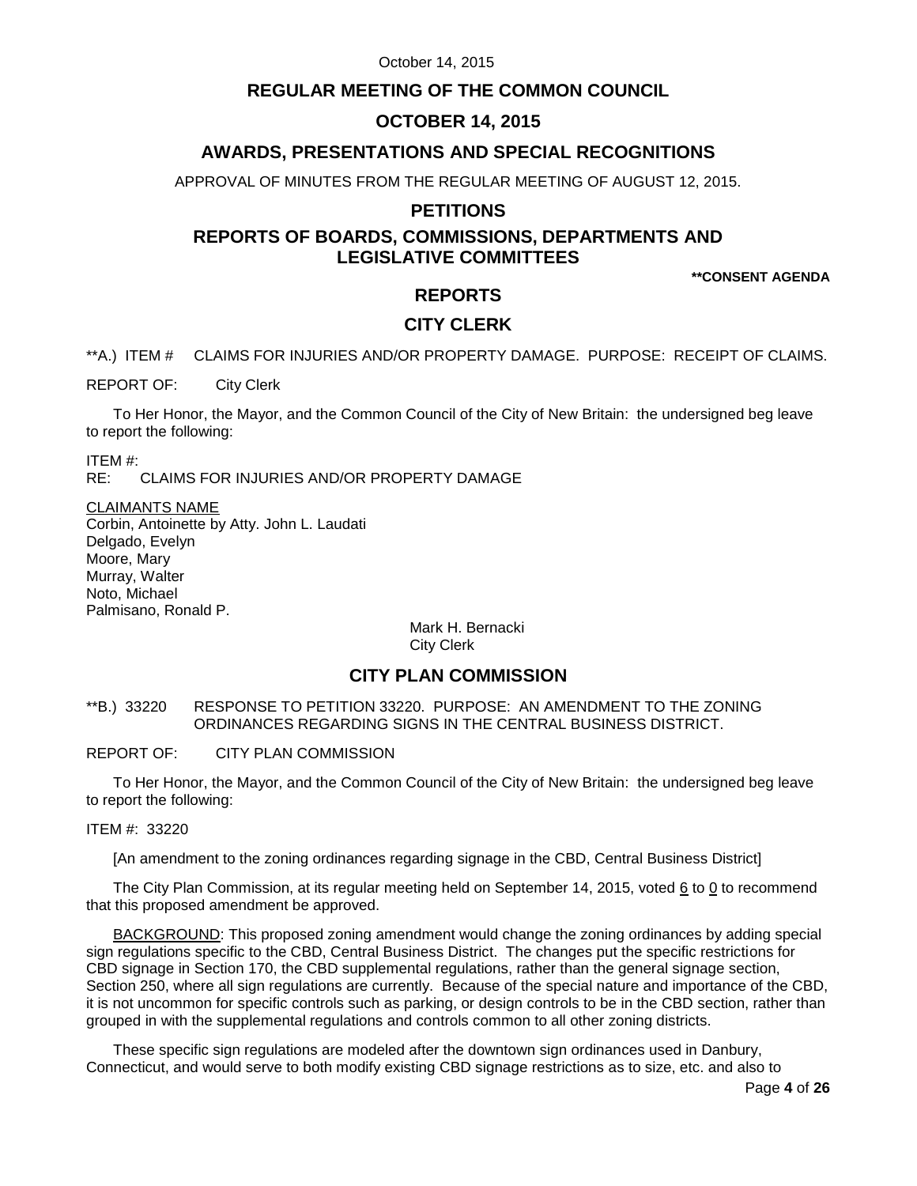## REGULAR MEETING OF THE COMMON COUNCIL

## OCTOBER 14, 2015

## AWARDS, PRESENTATIONS AND SPECIAL RECOGNITIONS

APPROVAL OF MINUTES FROM THE REGULAR MEETING OF AUGUST 12, 2015.

## PETITIONS

## REPORTS OF BOARDS, COMMISSIONS, DEPARTMENTS AND LEGISLATIVE COMMITTEES

**\*\*CONSENT AGENDA**

## REPORTS

## CITY CLERK

**A.) ITEM # CLAIMS FOR INJURIES AND/OR PROPERTY DAMAGE. PURPOSE: RECEIPT OF CLAIMS.

REPORT OF: City Clerk

To Her Honor, the Mayor, and the Common Council of the City of New Britain: the undersigned beg leave to report the following:

ITEM #:
RE: CLAIMS FOR INJURIES AND/OR PROPERTY DAMAGE

CLAIMANTS NAME
Corbin, Antoinette by Atty. John L. Laudati
Delgado, Evelyn
Moore, Mary
Murray, Walter
Noto, Michael
Palmisano, Ronald P.

Mark H. Bernacki
City Clerk

## CITY PLAN COMMISSION

**B.) 33220 RESPONSE TO PETITION 33220. PURPOSE: AN AMENDMENT TO THE ZONING ORDINANCES REGARDING SIGNS IN THE CENTRAL BUSINESS DISTRICT.

REPORT OF: CITY PLAN COMMISSION

To Her Honor, the Mayor, and the Common Council of the City of New Britain: the undersigned beg leave to report the following:

ITEM #: 33220

[An amendment to the zoning ordinances regarding signage in the CBD, Central Business District]

The City Plan Commission, at its regular meeting held on September 14, 2015, voted 6 to 0 to recommend that this proposed amendment be approved.

BACKGROUND: This proposed zoning amendment would change the zoning ordinances by adding special sign regulations specific to the CBD, Central Business District. The changes put the specific restrictions for CBD signage in Section 170, the CBD supplemental regulations, rather than the general signage section, Section 250, where all sign regulations are currently. Because of the special nature and importance of the CBD, it is not uncommon for specific controls such as parking, or design controls to be in the CBD section, rather than grouped in with the supplemental regulations and controls common to all other zoning districts.

These specific sign regulations are modeled after the downtown sign ordinances used in Danbury, Connecticut, and would serve to both modify existing CBD signage restrictions as to size, etc. and also to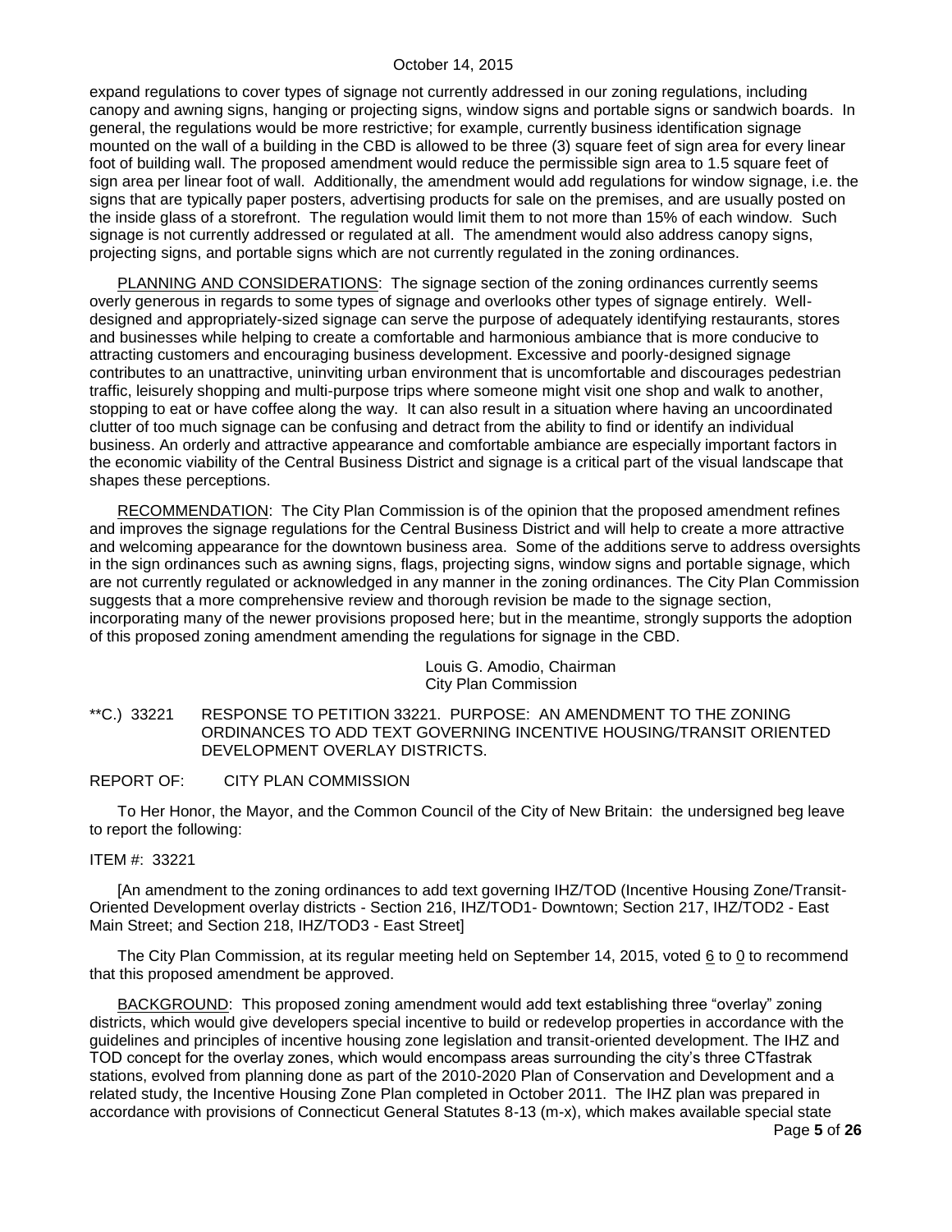expand regulations to cover types of signage not currently addressed in our zoning regulations, including canopy and awning signs, hanging or projecting signs, window signs and portable signs or sandwich boards. In general, the regulations would be more restrictive; for example, currently business identification signage mounted on the wall of a building in the CBD is allowed to be three (3) square feet of sign area for every linear foot of building wall. The proposed amendment would reduce the permissible sign area to 1.5 square feet of sign area per linear foot of wall. Additionally, the amendment would add regulations for window signage, i.e. the signs that are typically paper posters, advertising products for sale on the premises, and are usually posted on the inside glass of a storefront. The regulation would limit them to not more than 15% of each window. Such signage is not currently addressed or regulated at all. The amendment would also address canopy signs, projecting signs, and portable signs which are not currently regulated in the zoning ordinances.

PLANNING AND CONSIDERATIONS: The signage section of the zoning ordinances currently seems overly generous in regards to some types of signage and overlooks other types of signage entirely. Well-designed and appropriately-sized signage can serve the purpose of adequately identifying restaurants, stores and businesses while helping to create a comfortable and harmonious ambiance that is more conducive to attracting customers and encouraging business development. Excessive and poorly-designed signage contributes to an unattractive, uninviting urban environment that is uncomfortable and discourages pedestrian traffic, leisurely shopping and multi-purpose trips where someone might visit one shop and walk to another, stopping to eat or have coffee along the way. It can also result in a situation where having an uncoordinated clutter of too much signage can be confusing and detract from the ability to find or identify an individual business. An orderly and attractive appearance and comfortable ambiance are especially important factors in the economic viability of the Central Business District and signage is a critical part of the visual landscape that shapes these perceptions.

RECOMMENDATION: The City Plan Commission is of the opinion that the proposed amendment refines and improves the signage regulations for the Central Business District and will help to create a more attractive and welcoming appearance for the downtown business area. Some of the additions serve to address oversights in the sign ordinances such as awning signs, flags, projecting signs, window signs and portable signage, which are not currently regulated or acknowledged in any manner in the zoning ordinances. The City Plan Commission suggests that a more comprehensive review and thorough revision be made to the signage section, incorporating many of the newer provisions proposed here; but in the meantime, strongly supports the adoption of this proposed zoning amendment amending the regulations for signage in the CBD.

Louis G. Amodio, Chairman
City Plan Commission

**C.) 33221 RESPONSE TO PETITION 33221. PURPOSE: AN AMENDMENT TO THE ZONING ORDINANCES TO ADD TEXT GOVERNING INCENTIVE HOUSING/TRANSIT ORIENTED DEVELOPMENT OVERLAY DISTRICTS.

REPORT OF: CITY PLAN COMMISSION

To Her Honor, the Mayor, and the Common Council of the City of New Britain: the undersigned beg leave to report the following:

ITEM #: 33221

[An amendment to the zoning ordinances to add text governing IHZ/TOD (Incentive Housing Zone/Transit-Oriented Development overlay districts - Section 216, IHZ/TOD1- Downtown; Section 217, IHZ/TOD2 - East Main Street; and Section 218, IHZ/TOD3 - East Street]

The City Plan Commission, at its regular meeting held on September 14, 2015, voted 6 to 0 to recommend that this proposed amendment be approved.

BACKGROUND: This proposed zoning amendment would add text establishing three "overlay" zoning districts, which would give developers special incentive to build or redevelop properties in accordance with the guidelines and principles of incentive housing zone legislation and transit-oriented development. The IHZ and TOD concept for the overlay zones, which would encompass areas surrounding the city's three CTfastrak stations, evolved from planning done as part of the 2010-2020 Plan of Conservation and Development and a related study, the Incentive Housing Zone Plan completed in October 2011. The IHZ plan was prepared in accordance with provisions of Connecticut General Statutes 8-13 (m-x), which makes available special state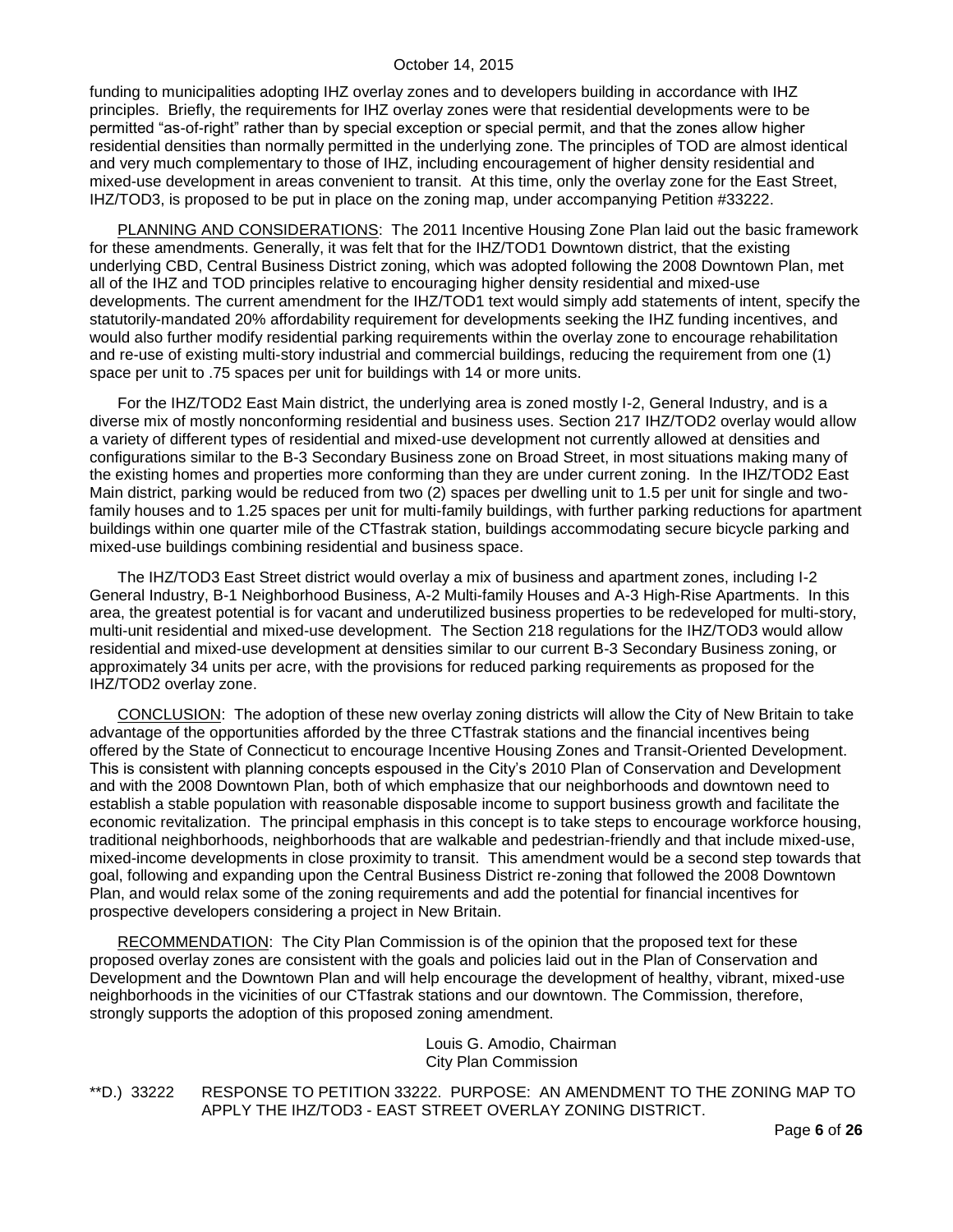funding to municipalities adopting IHZ overlay zones and to developers building in accordance with IHZ principles. Briefly, the requirements for IHZ overlay zones were that residential developments were to be permitted "as-of-right" rather than by special exception or special permit, and that the zones allow higher residential densities than normally permitted in the underlying zone. The principles of TOD are almost identical and very much complementary to those of IHZ, including encouragement of higher density residential and mixed-use development in areas convenient to transit. At this time, only the overlay zone for the East Street, IHZ/TOD3, is proposed to be put in place on the zoning map, under accompanying Petition #33222.

<u>PLANNING AND CONSIDERATIONS</u>: The 2011 Incentive Housing Zone Plan laid out the basic framework for these amendments. Generally, it was felt that for the IHZ/TOD1 Downtown district, that the existing underlying CBD, Central Business District zoning, which was adopted following the 2008 Downtown Plan, met all of the IHZ and TOD principles relative to encouraging higher density residential and mixed-use developments. The current amendment for the IHZ/TOD1 text would simply add statements of intent, specify the statutorily-mandated 20% affordability requirement for developments seeking the IHZ funding incentives, and would also further modify residential parking requirements within the overlay zone to encourage rehabilitation and re-use of existing multi-story industrial and commercial buildings, reducing the requirement from one (1) space per unit to .75 spaces per unit for buildings with 14 or more units.

For the IHZ/TOD2 East Main district, the underlying area is zoned mostly I-2, General Industry, and is a diverse mix of mostly nonconforming residential and business uses. Section 217 IHZ/TOD2 overlay would allow a variety of different types of residential and mixed-use development not currently allowed at densities and configurations similar to the B-3 Secondary Business zone on Broad Street, in most situations making many of the existing homes and properties more conforming than they are under current zoning. In the IHZ/TOD2 East Main district, parking would be reduced from two (2) spaces per dwelling unit to 1.5 per unit for single and two-family houses and to 1.25 spaces per unit for multi-family buildings, with further parking reductions for apartment buildings within one quarter mile of the CTfastrak station, buildings accommodating secure bicycle parking and mixed-use buildings combining residential and business space.

The IHZ/TOD3 East Street district would overlay a mix of business and apartment zones, including I-2 General Industry, B-1 Neighborhood Business, A-2 Multi-family Houses and A-3 High-Rise Apartments. In this area, the greatest potential is for vacant and underutilized business properties to be redeveloped for multi-story, multi-unit residential and mixed-use development. The Section 218 regulations for the IHZ/TOD3 would allow residential and mixed-use development at densities similar to our current B-3 Secondary Business zoning, or approximately 34 units per acre, with the provisions for reduced parking requirements as proposed for the IHZ/TOD2 overlay zone.

<u>CONCLUSION</u>: The adoption of these new overlay zoning districts will allow the City of New Britain to take advantage of the opportunities afforded by the three CTfastrak stations and the financial incentives being offered by the State of Connecticut to encourage Incentive Housing Zones and Transit-Oriented Development. This is consistent with planning concepts espoused in the City's 2010 Plan of Conservation and Development and with the 2008 Downtown Plan, both of which emphasize that our neighborhoods and downtown need to establish a stable population with reasonable disposable income to support business growth and facilitate the economic revitalization. The principal emphasis in this concept is to take steps to encourage workforce housing, traditional neighborhoods, neighborhoods that are walkable and pedestrian-friendly and that include mixed-use, mixed-income developments in close proximity to transit. This amendment would be a second step towards that goal, following and expanding upon the Central Business District re-zoning that followed the 2008 Downtown Plan, and would relax some of the zoning requirements and add the potential for financial incentives for prospective developers considering a project in New Britain.

<u>RECOMMENDATION</u>: The City Plan Commission is of the opinion that the proposed text for these proposed overlay zones are consistent with the goals and policies laid out in the Plan of Conservation and Development and the Downtown Plan and will help encourage the development of healthy, vibrant, mixed-use neighborhoods in the vicinities of our CTfastrak stations and our downtown. The Commission, therefore, strongly supports the adoption of this proposed zoning amendment.

Louis G. Amodio, Chairman
City Plan Commission

**D.) 33222 RESPONSE TO PETITION 33222. PURPOSE: AN AMENDMENT TO THE ZONING MAP TO APPLY THE IHZ/TOD3 - EAST STREET OVERLAY ZONING DISTRICT.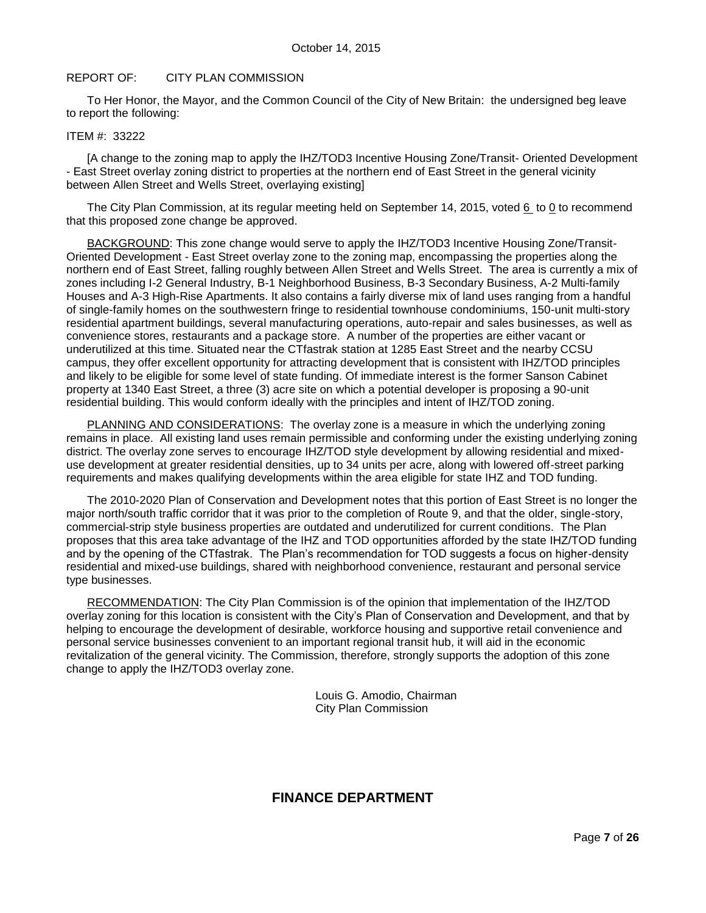October 14, 2015

REPORT OF: CITY PLAN COMMISSION

To Her Honor, the Mayor, and the Common Council of the City of New Britain: the undersigned beg leave to report the following:

ITEM #: 33222

[A change to the zoning map to apply the IHZ/TOD3 Incentive Housing Zone/Transit- Oriented Development - East Street overlay zoning district to properties at the northern end of East Street in the general vicinity between Allen Street and Wells Street, overlaying existing]

The City Plan Commission, at its regular meeting held on September 14, 2015, voted 6 to 0 to recommend that this proposed zone change be approved.

BACKGROUND: This zone change would serve to apply the IHZ/TOD3 Incentive Housing Zone/Transit-Oriented Development - East Street overlay zone to the zoning map, encompassing the properties along the northern end of East Street, falling roughly between Allen Street and Wells Street. The area is currently a mix of zones including I-2 General Industry, B-1 Neighborhood Business, B-3 Secondary Business, A-2 Multi-family Houses and A-3 High-Rise Apartments. It also contains a fairly diverse mix of land uses ranging from a handful of single-family homes on the southwestern fringe to residential townhouse condominiums, 150-unit multi-story residential apartment buildings, several manufacturing operations, auto-repair and sales businesses, as well as convenience stores, restaurants and a package store. A number of the properties are either vacant or underutilized at this time. Situated near the CTfastrak station at 1285 East Street and the nearby CCSU campus, they offer excellent opportunity for attracting development that is consistent with IHZ/TOD principles and likely to be eligible for some level of state funding. Of immediate interest is the former Sanson Cabinet property at 1340 East Street, a three (3) acre site on which a potential developer is proposing a 90-unit residential building. This would conform ideally with the principles and intent of IHZ/TOD zoning.

PLANNING AND CONSIDERATIONS: The overlay zone is a measure in which the underlying zoning remains in place. All existing land uses remain permissible and conforming under the existing underlying zoning district. The overlay zone serves to encourage IHZ/TOD style development by allowing residential and mixed-use development at greater residential densities, up to 34 units per acre, along with lowered off-street parking requirements and makes qualifying developments within the area eligible for state IHZ and TOD funding.

The 2010-2020 Plan of Conservation and Development notes that this portion of East Street is no longer the major north/south traffic corridor that it was prior to the completion of Route 9, and that the older, single-story, commercial-strip style business properties are outdated and underutilized for current conditions. The Plan proposes that this area take advantage of the IHZ and TOD opportunities afforded by the state IHZ/TOD funding and by the opening of the CTfastrak. The Plan's recommendation for TOD suggests a focus on higher-density residential and mixed-use buildings, shared with neighborhood convenience, restaurant and personal service type businesses.

RECOMMENDATION: The City Plan Commission is of the opinion that implementation of the IHZ/TOD overlay zoning for this location is consistent with the City's Plan of Conservation and Development, and that by helping to encourage the development of desirable, workforce housing and supportive retail convenience and personal service businesses convenient to an important regional transit hub, it will aid in the economic revitalization of the general vicinity. The Commission, therefore, strongly supports the adoption of this zone change to apply the IHZ/TOD3 overlay zone.

Louis G. Amodio, Chairman
City Plan Commission

## FINANCE DEPARTMENT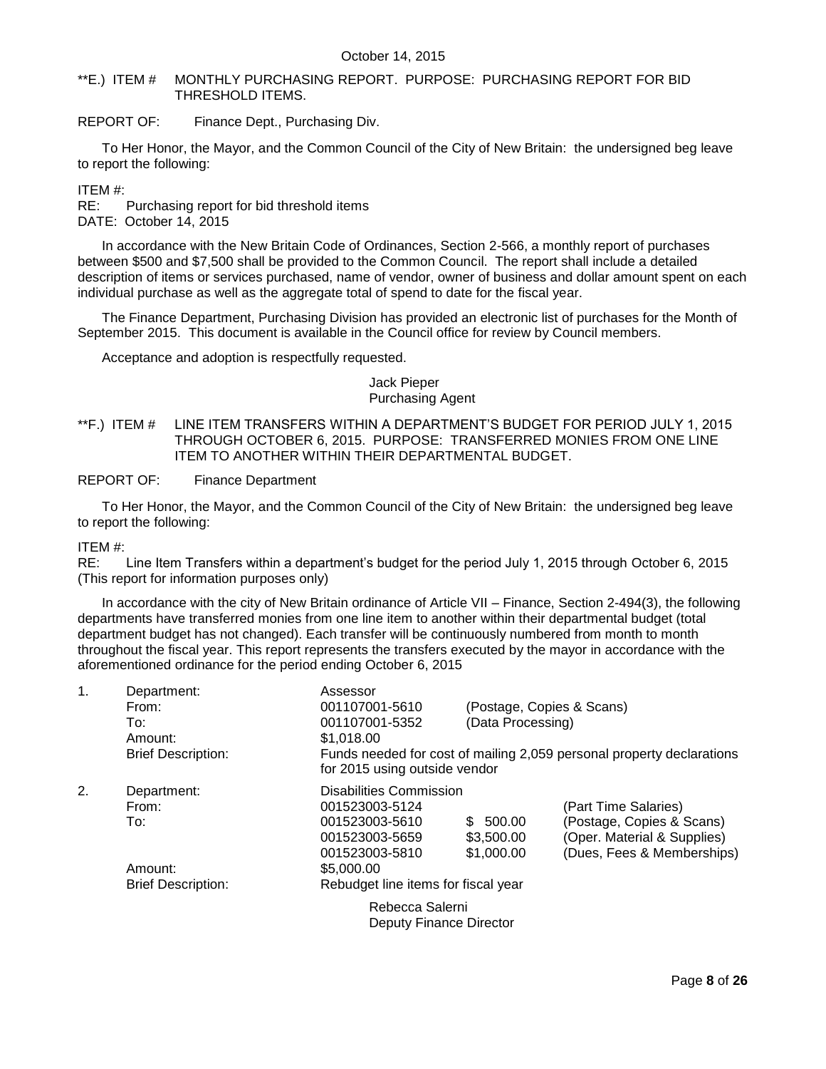October 14, 2015

**E.) ITEM # MONTHLY PURCHASING REPORT. PURPOSE: PURCHASING REPORT FOR BID THRESHOLD ITEMS.

REPORT OF: Finance Dept., Purchasing Div.

To Her Honor, the Mayor, and the Common Council of the City of New Britain: the undersigned beg leave to report the following:

ITEM #:
RE: Purchasing report for bid threshold items
DATE: October 14, 2015

In accordance with the New Britain Code of Ordinances, Section 2-566, a monthly report of purchases between $500 and $7,500 shall be provided to the Common Council. The report shall include a detailed description of items or services purchased, name of vendor, owner of business and dollar amount spent on each individual purchase as well as the aggregate total of spend to date for the fiscal year.

The Finance Department, Purchasing Division has provided an electronic list of purchases for the Month of September 2015. This document is available in the Council office for review by Council members.

Acceptance and adoption is respectfully requested.

Jack Pieper
Purchasing Agent

**F.) ITEM # LINE ITEM TRANSFERS WITHIN A DEPARTMENT'S BUDGET FOR PERIOD JULY 1, 2015 THROUGH OCTOBER 6, 2015. PURPOSE: TRANSFERRED MONIES FROM ONE LINE ITEM TO ANOTHER WITHIN THEIR DEPARTMENTAL BUDGET.

REPORT OF: Finance Department

To Her Honor, the Mayor, and the Common Council of the City of New Britain: the undersigned beg leave to report the following:

ITEM #:
RE: Line Item Transfers within a department's budget for the period July 1, 2015 through October 6, 2015 (This report for information purposes only)

In accordance with the city of New Britain ordinance of Article VII – Finance, Section 2-494(3), the following departments have transferred monies from one line item to another within their departmental budget (total department budget has not changed). Each transfer will be continuously numbered from month to month throughout the fiscal year. This report represents the transfers executed by the mayor in accordance with the aforementioned ordinance for the period ending October 6, 2015

1. Department: Assessor
   From: 001107001-5610 (Postage, Copies & Scans)
   To: 001107001-5352 (Data Processing)
   Amount: $1,018.00
   Brief Description: Funds needed for cost of mailing 2,059 personal property declarations for 2015 using outside vendor

2. Department: Disabilities Commission
   From: 001523003-5124 (Part Time Salaries)
   To: 001523003-5610 $ 500.00 (Postage, Copies & Scans)
   001523003-5659 $3,500.00 (Oper. Material & Supplies)
   001523003-5810 $1,000.00 (Dues, Fees & Memberships)
   Amount: $5,000.00
   Brief Description: Rebudget line items for fiscal year

Rebecca Salerni
Deputy Finance Director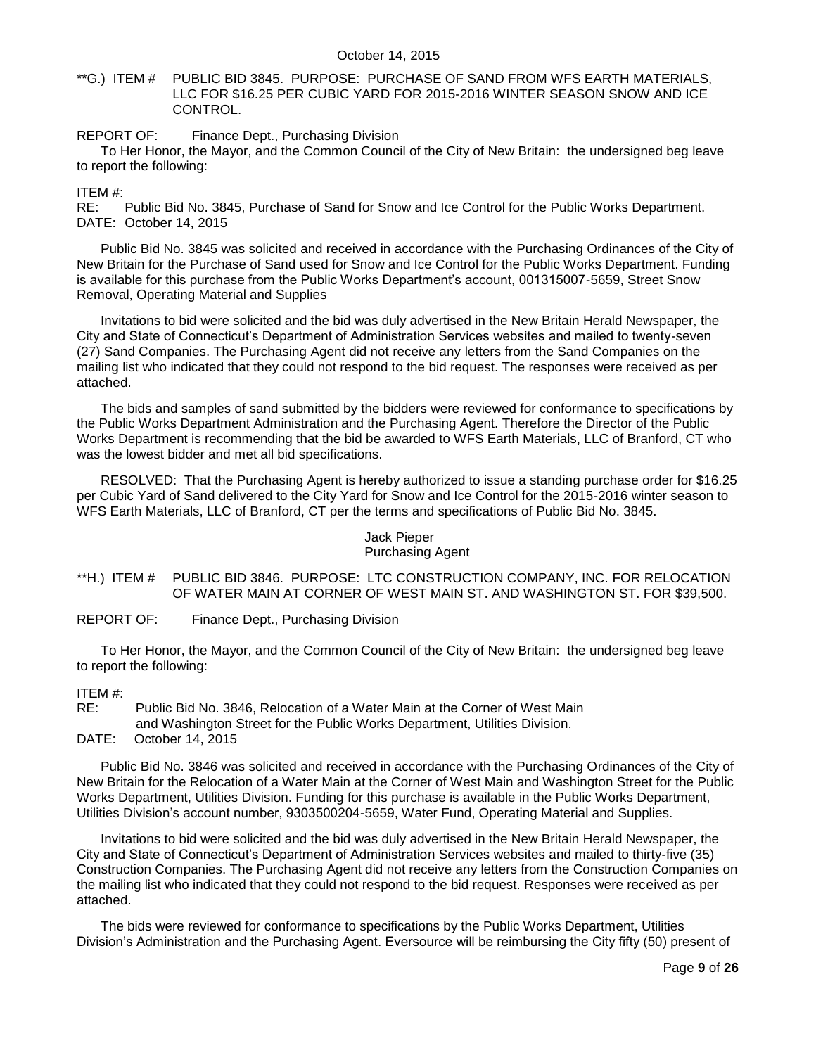**G.) ITEM # PUBLIC BID 3845. PURPOSE: PURCHASE OF SAND FROM WFS EARTH MATERIALS, LLC FOR $16.25 PER CUBIC YARD FOR 2015-2016 WINTER SEASON SNOW AND ICE CONTROL.

REPORT OF: Finance Dept., Purchasing Division

To Her Honor, the Mayor, and the Common Council of the City of New Britain: the undersigned beg leave to report the following:

ITEM #:
RE: Public Bid No. 3845, Purchase of Sand for Snow and Ice Control for the Public Works Department.
DATE: October 14, 2015

Public Bid No. 3845 was solicited and received in accordance with the Purchasing Ordinances of the City of New Britain for the Purchase of Sand used for Snow and Ice Control for the Public Works Department. Funding is available for this purchase from the Public Works Department's account, 001315007-5659, Street Snow Removal, Operating Material and Supplies

Invitations to bid were solicited and the bid was duly advertised in the New Britain Herald Newspaper, the City and State of Connecticut's Department of Administration Services websites and mailed to twenty-seven (27) Sand Companies. The Purchasing Agent did not receive any letters from the Sand Companies on the mailing list who indicated that they could not respond to the bid request. The responses were received as per attached.

The bids and samples of sand submitted by the bidders were reviewed for conformance to specifications by the Public Works Department Administration and the Purchasing Agent. Therefore the Director of the Public Works Department is recommending that the bid be awarded to WFS Earth Materials, LLC of Branford, CT who was the lowest bidder and met all bid specifications.

RESOLVED: That the Purchasing Agent is hereby authorized to issue a standing purchase order for $16.25 per Cubic Yard of Sand delivered to the City Yard for Snow and Ice Control for the 2015-2016 winter season to WFS Earth Materials, LLC of Branford, CT per the terms and specifications of Public Bid No. 3845.

Jack Pieper
Purchasing Agent

**H.) ITEM # PUBLIC BID 3846. PURPOSE: LTC CONSTRUCTION COMPANY, INC. FOR RELOCATION OF WATER MAIN AT CORNER OF WEST MAIN ST. AND WASHINGTON ST. FOR $39,500.

REPORT OF: Finance Dept., Purchasing Division

To Her Honor, the Mayor, and the Common Council of the City of New Britain: the undersigned beg leave to report the following:

ITEM #:
RE: Public Bid No. 3846, Relocation of a Water Main at the Corner of West Main and Washington Street for the Public Works Department, Utilities Division.
DATE: October 14, 2015

Public Bid No. 3846 was solicited and received in accordance with the Purchasing Ordinances of the City of New Britain for the Relocation of a Water Main at the Corner of West Main and Washington Street for the Public Works Department, Utilities Division. Funding for this purchase is available in the Public Works Department, Utilities Division's account number, 9303500204-5659, Water Fund, Operating Material and Supplies.

Invitations to bid were solicited and the bid was duly advertised in the New Britain Herald Newspaper, the City and State of Connecticut's Department of Administration Services websites and mailed to thirty-five (35) Construction Companies. The Purchasing Agent did not receive any letters from the Construction Companies on the mailing list who indicated that they could not respond to the bid request. Responses were received as per attached.

The bids were reviewed for conformance to specifications by the Public Works Department, Utilities Division's Administration and the Purchasing Agent. Eversource will be reimbursing the City fifty (50) present of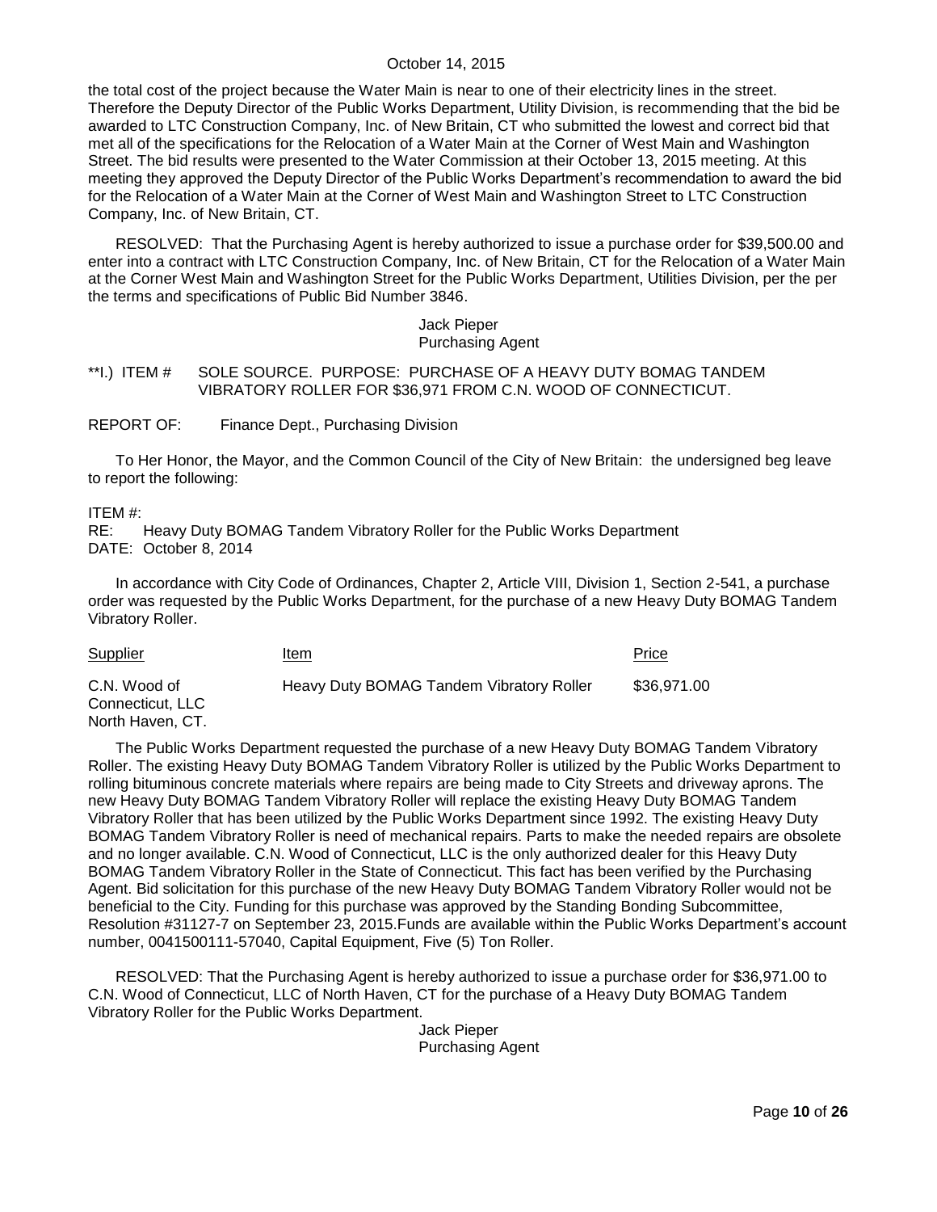the total cost of the project because the Water Main is near to one of their electricity lines in the street. Therefore the Deputy Director of the Public Works Department, Utility Division, is recommending that the bid be awarded to LTC Construction Company, Inc. of New Britain, CT who submitted the lowest and correct bid that met all of the specifications for the Relocation of a Water Main at the Corner of West Main and Washington Street. The bid results were presented to the Water Commission at their October 13, 2015 meeting. At this meeting they approved the Deputy Director of the Public Works Department's recommendation to award the bid for the Relocation of a Water Main at the Corner of West Main and Washington Street to LTC Construction Company, Inc. of New Britain, CT.

RESOLVED: That the Purchasing Agent is hereby authorized to issue a purchase order for $39,500.00 and enter into a contract with LTC Construction Company, Inc. of New Britain, CT for the Relocation of a Water Main at the Corner West Main and Washington Street for the Public Works Department, Utilities Division, per the per the terms and specifications of Public Bid Number 3846.

Jack Pieper
Purchasing Agent

**I.) ITEM # SOLE SOURCE. PURPOSE: PURCHASE OF A HEAVY DUTY BOMAG TANDEM VIBRATORY ROLLER FOR $36,971 FROM C.N. WOOD OF CONNECTICUT.

REPORT OF: Finance Dept., Purchasing Division

To Her Honor, the Mayor, and the Common Council of the City of New Britain: the undersigned beg leave to report the following:

ITEM #:
RE: Heavy Duty BOMAG Tandem Vibratory Roller for the Public Works Department
DATE: October 8, 2014

In accordance with City Code of Ordinances, Chapter 2, Article VIII, Division 1, Section 2-541, a purchase order was requested by the Public Works Department, for the purchase of a new Heavy Duty BOMAG Tandem Vibratory Roller.

| Supplier | Item | Price |
|---|---|---|
| C.N. Wood of Connecticut, LLC North Haven, CT. | Heavy Duty BOMAG Tandem Vibratory Roller | $36,971.00 |

The Public Works Department requested the purchase of a new Heavy Duty BOMAG Tandem Vibratory Roller. The existing Heavy Duty BOMAG Tandem Vibratory Roller is utilized by the Public Works Department to rolling bituminous concrete materials where repairs are being made to City Streets and driveway aprons. The new Heavy Duty BOMAG Tandem Vibratory Roller will replace the existing Heavy Duty BOMAG Tandem Vibratory Roller that has been utilized by the Public Works Department since 1992. The existing Heavy Duty BOMAG Tandem Vibratory Roller is need of mechanical repairs. Parts to make the needed repairs are obsolete and no longer available. C.N. Wood of Connecticut, LLC is the only authorized dealer for this Heavy Duty BOMAG Tandem Vibratory Roller in the State of Connecticut. This fact has been verified by the Purchasing Agent. Bid solicitation for this purchase of the new Heavy Duty BOMAG Tandem Vibratory Roller would not be beneficial to the City. Funding for this purchase was approved by the Standing Bonding Subcommittee, Resolution #31127-7 on September 23, 2015.Funds are available within the Public Works Department's account number, 0041500111-57040, Capital Equipment, Five (5) Ton Roller.

RESOLVED: That the Purchasing Agent is hereby authorized to issue a purchase order for $36,971.00 to C.N. Wood of Connecticut, LLC of North Haven, CT for the purchase of a Heavy Duty BOMAG Tandem Vibratory Roller for the Public Works Department.

Jack Pieper
Purchasing Agent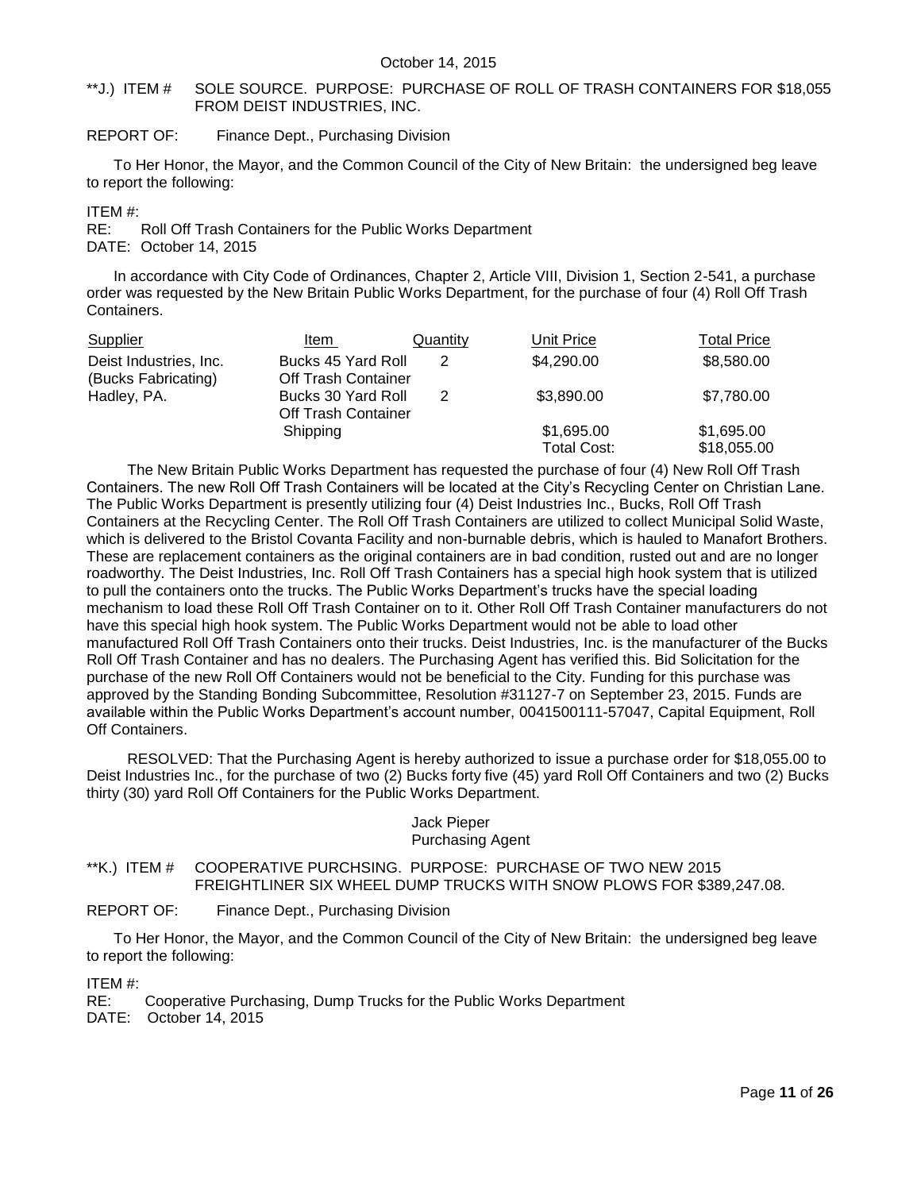October 14, 2015

**J.) ITEM # SOLE SOURCE. PURPOSE: PURCHASE OF ROLL OF TRASH CONTAINERS FOR $18,055 FROM DEIST INDUSTRIES, INC.

REPORT OF: Finance Dept., Purchasing Division

To Her Honor, the Mayor, and the Common Council of the City of New Britain: the undersigned beg leave to report the following:

ITEM #:
RE: Roll Off Trash Containers for the Public Works Department
DATE: October 14, 2015

In accordance with City Code of Ordinances, Chapter 2, Article VIII, Division 1, Section 2-541, a purchase order was requested by the New Britain Public Works Department, for the purchase of four (4) Roll Off Trash Containers.

| Supplier | Item | Quantity | Unit Price | Total Price |
|---|---|---|---|---|
| Deist Industries, Inc. (Bucks Fabricating) | Bucks 45 Yard Roll Off Trash Container | 2 | $4,290.00 | $8,580.00 |
| Hadley, PA. | Bucks 30 Yard Roll Off Trash Container | 2 | $3,890.00 | $7,780.00 |
| | Shipping | | $1,695.00 | $1,695.00 |
| | | | Total Cost: | $18,055.00 |

The New Britain Public Works Department has requested the purchase of four (4) New Roll Off Trash Containers. The new Roll Off Trash Containers will be located at the City's Recycling Center on Christian Lane. The Public Works Department is presently utilizing four (4) Deist Industries Inc., Bucks, Roll Off Trash Containers at the Recycling Center. The Roll Off Trash Containers are utilized to collect Municipal Solid Waste, which is delivered to the Bristol Covanta Facility and non-burnable debris, which is hauled to Manafort Brothers. These are replacement containers as the original containers are in bad condition, rusted out and are no longer roadworthy. The Deist Industries, Inc. Roll Off Trash Containers has a special high hook system that is utilized to pull the containers onto the trucks. The Public Works Department's trucks have the special loading mechanism to load these Roll Off Trash Container on to it. Other Roll Off Trash Container manufacturers do not have this special high hook system. The Public Works Department would not be able to load other manufactured Roll Off Trash Containers onto their trucks. Deist Industries, Inc. is the manufacturer of the Bucks Roll Off Trash Container and has no dealers. The Purchasing Agent has verified this. Bid Solicitation for the purchase of the new Roll Off Containers would not be beneficial to the City. Funding for this purchase was approved by the Standing Bonding Subcommittee, Resolution #31127-7 on September 23, 2015. Funds are available within the Public Works Department's account number, 0041500111-57047, Capital Equipment, Roll Off Containers.

RESOLVED: That the Purchasing Agent is hereby authorized to issue a purchase order for $18,055.00 to Deist Industries Inc., for the purchase of two (2) Bucks forty five (45) yard Roll Off Containers and two (2) Bucks thirty (30) yard Roll Off Containers for the Public Works Department.

Jack Pieper
Purchasing Agent

**K.) ITEM # COOPERATIVE PURCHSING. PURPOSE: PURCHASE OF TWO NEW 2015 FREIGHTLINER SIX WHEEL DUMP TRUCKS WITH SNOW PLOWS FOR $389,247.08.

REPORT OF: Finance Dept., Purchasing Division

To Her Honor, the Mayor, and the Common Council of the City of New Britain: the undersigned beg leave to report the following:

ITEM #:
RE: Cooperative Purchasing, Dump Trucks for the Public Works Department
DATE: October 14, 2015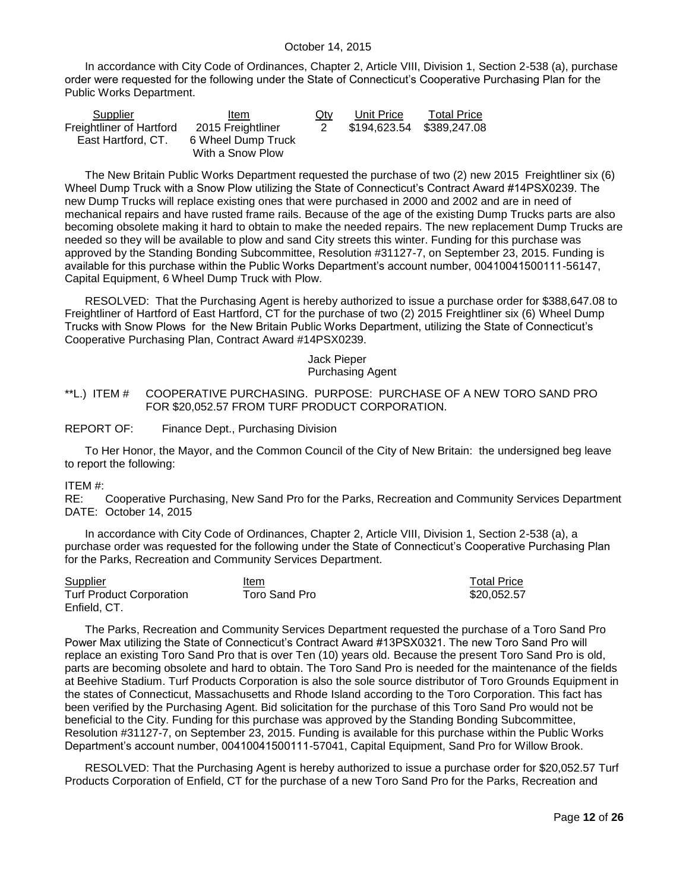October 14, 2015

In accordance with City Code of Ordinances, Chapter 2, Article VIII, Division 1, Section 2-538 (a), purchase order were requested for the following under the State of Connecticut's Cooperative Purchasing Plan for the Public Works Department.

| Supplier | Item | Qty | Unit Price | Total Price |
|---|---|---|---|---|
| Freightliner of Hartford East Hartford, CT. | 2015 Freightliner 6 Wheel Dump Truck With a Snow Plow | 2 | $194,623.54 | $389,247.08 |

The New Britain Public Works Department requested the purchase of two (2) new 2015 Freightliner six (6) Wheel Dump Truck with a Snow Plow utilizing the State of Connecticut's Contract Award #14PSX0239. The new Dump Trucks will replace existing ones that were purchased in 2000 and 2002 and are in need of mechanical repairs and have rusted frame rails. Because of the age of the existing Dump Trucks parts are also becoming obsolete making it hard to obtain to make the needed repairs. The new replacement Dump Trucks are needed so they will be available to plow and sand City streets this winter. Funding for this purchase was approved by the Standing Bonding Subcommittee, Resolution #31127-7, on September 23, 2015. Funding is available for this purchase within the Public Works Department's account number, 00410041500111-56147, Capital Equipment, 6 Wheel Dump Truck with Plow.

RESOLVED: That the Purchasing Agent is hereby authorized to issue a purchase order for $388,647.08 to Freightliner of Hartford of East Hartford, CT for the purchase of two (2) 2015 Freightliner six (6) Wheel Dump Trucks with Snow Plows for the New Britain Public Works Department, utilizing the State of Connecticut's Cooperative Purchasing Plan, Contract Award #14PSX0239.

Jack Pieper
Purchasing Agent

**L.) ITEM # COOPERATIVE PURCHASING. PURPOSE: PURCHASE OF A NEW TORO SAND PRO FOR $20,052.57 FROM TURF PRODUCT CORPORATION.

REPORT OF: Finance Dept., Purchasing Division

To Her Honor, the Mayor, and the Common Council of the City of New Britain: the undersigned beg leave to report the following:

ITEM #:
RE: Cooperative Purchasing, New Sand Pro for the Parks, Recreation and Community Services Department
DATE: October 14, 2015

In accordance with City Code of Ordinances, Chapter 2, Article VIII, Division 1, Section 2-538 (a), a purchase order was requested for the following under the State of Connecticut's Cooperative Purchasing Plan for the Parks, Recreation and Community Services Department.

| Supplier | Item | Total Price |
|---|---|---|
| Turf Product Corporation Enfield, CT. | Toro Sand Pro | $20,052.57 |

The Parks, Recreation and Community Services Department requested the purchase of a Toro Sand Pro Power Max utilizing the State of Connecticut's Contract Award #13PSX0321. The new Toro Sand Pro will replace an existing Toro Sand Pro that is over Ten (10) years old. Because the present Toro Sand Pro is old, parts are becoming obsolete and hard to obtain. The Toro Sand Pro is needed for the maintenance of the fields at Beehive Stadium. Turf Products Corporation is also the sole source distributor of Toro Grounds Equipment in the states of Connecticut, Massachusetts and Rhode Island according to the Toro Corporation. This fact has been verified by the Purchasing Agent. Bid solicitation for the purchase of this Toro Sand Pro would not be beneficial to the City. Funding for this purchase was approved by the Standing Bonding Subcommittee, Resolution #31127-7, on September 23, 2015. Funding is available for this purchase within the Public Works Department's account number, 00410041500111-57041, Capital Equipment, Sand Pro for Willow Brook.

RESOLVED: That the Purchasing Agent is hereby authorized to issue a purchase order for $20,052.57 Turf Products Corporation of Enfield, CT for the purchase of a new Toro Sand Pro for the Parks, Recreation and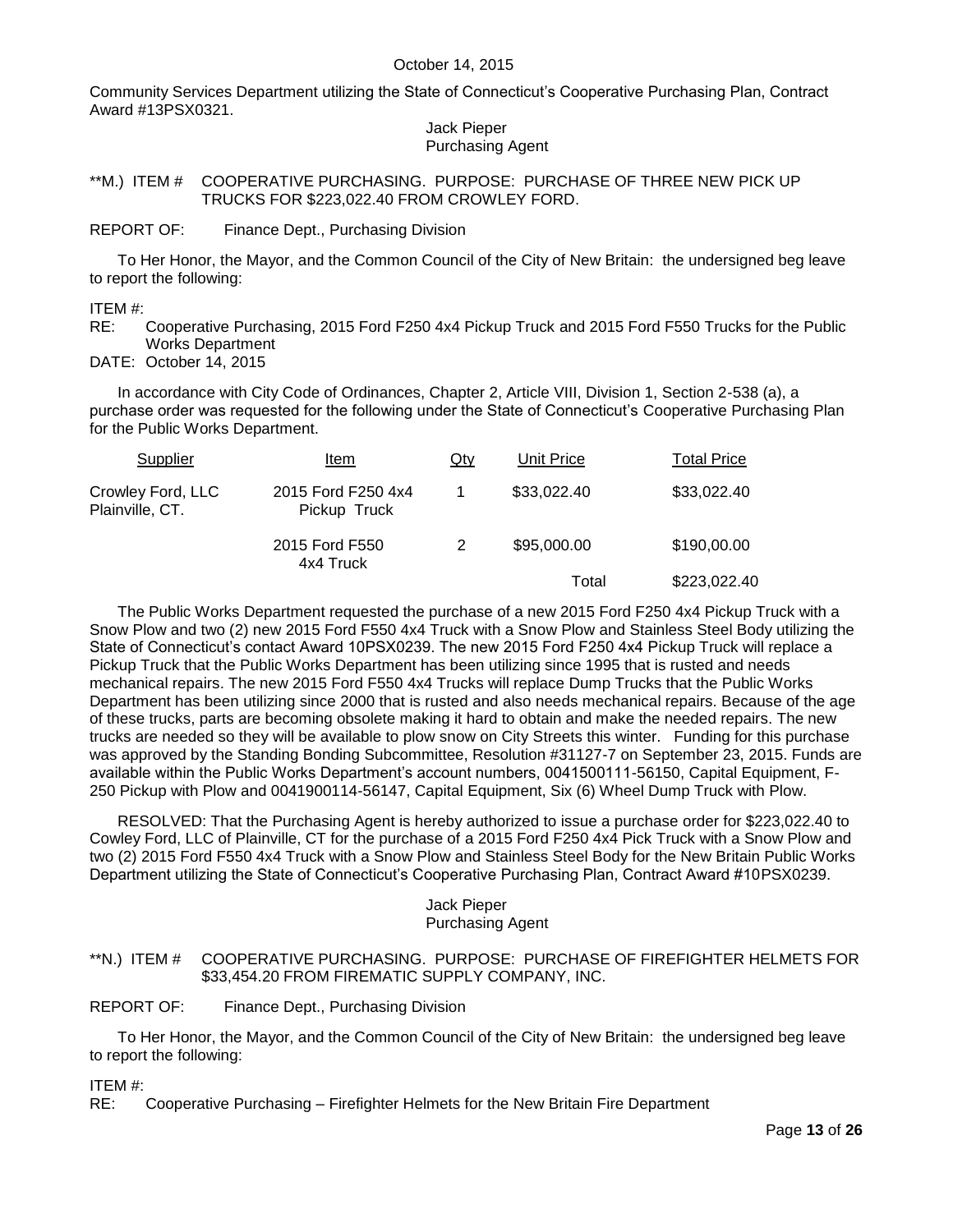Community Services Department utilizing the State of Connecticut's Cooperative Purchasing Plan, Contract Award #13PSX0321.

Jack Pieper
Purchasing Agent

**M.) ITEM # COOPERATIVE PURCHASING. PURPOSE: PURCHASE OF THREE NEW PICK UP TRUCKS FOR $223,022.40 FROM CROWLEY FORD.

REPORT OF: Finance Dept., Purchasing Division

To Her Honor, the Mayor, and the Common Council of the City of New Britain: the undersigned beg leave to report the following:

ITEM #:
RE: Cooperative Purchasing, 2015 Ford F250 4x4 Pickup Truck and 2015 Ford F550 Trucks for the Public Works Department
DATE: October 14, 2015

In accordance with City Code of Ordinances, Chapter 2, Article VIII, Division 1, Section 2-538 (a), a purchase order was requested for the following under the State of Connecticut's Cooperative Purchasing Plan for the Public Works Department.

| Supplier | Item | Qty | Unit Price | Total Price |
|---|---|---|---|---|
| Crowley Ford, LLC Plainville, CT. | 2015 Ford F250 4x4 Pickup Truck | 1 | $33,022.40 | $33,022.40 |
| | 2015 Ford F550 4x4 Truck | 2 | $95,000.00 | $190,00.00 |
| | | | Total | $223,022.40 |

The Public Works Department requested the purchase of a new 2015 Ford F250 4x4 Pickup Truck with a Snow Plow and two (2) new 2015 Ford F550 4x4 Truck with a Snow Plow and Stainless Steel Body utilizing the State of Connecticut's contact Award 10PSX0239. The new 2015 Ford F250 4x4 Pickup Truck will replace a Pickup Truck that the Public Works Department has been utilizing since 1995 that is rusted and needs mechanical repairs. The new 2015 Ford F550 4x4 Trucks will replace Dump Trucks that the Public Works Department has been utilizing since 2000 that is rusted and also needs mechanical repairs. Because of the age of these trucks, parts are becoming obsolete making it hard to obtain and make the needed repairs. The new trucks are needed so they will be available to plow snow on City Streets this winter. Funding for this purchase was approved by the Standing Bonding Subcommittee, Resolution #31127-7 on September 23, 2015. Funds are available within the Public Works Department's account numbers, 0041500111-56150, Capital Equipment, F-250 Pickup with Plow and 0041900114-56147, Capital Equipment, Six (6) Wheel Dump Truck with Plow.

RESOLVED: That the Purchasing Agent is hereby authorized to issue a purchase order for $223,022.40 to Cowley Ford, LLC of Plainville, CT for the purchase of a 2015 Ford F250 4x4 Pick Truck with a Snow Plow and two (2) 2015 Ford F550 4x4 Truck with a Snow Plow and Stainless Steel Body for the New Britain Public Works Department utilizing the State of Connecticut's Cooperative Purchasing Plan, Contract Award #10PSX0239.

Jack Pieper
Purchasing Agent

**N.) ITEM # COOPERATIVE PURCHASING. PURPOSE: PURCHASE OF FIREFIGHTER HELMETS FOR $33,454.20 FROM FIREMATIC SUPPLY COMPANY, INC.

REPORT OF: Finance Dept., Purchasing Division

To Her Honor, the Mayor, and the Common Council of the City of New Britain: the undersigned beg leave to report the following:

ITEM #:
RE: Cooperative Purchasing – Firefighter Helmets for the New Britain Fire Department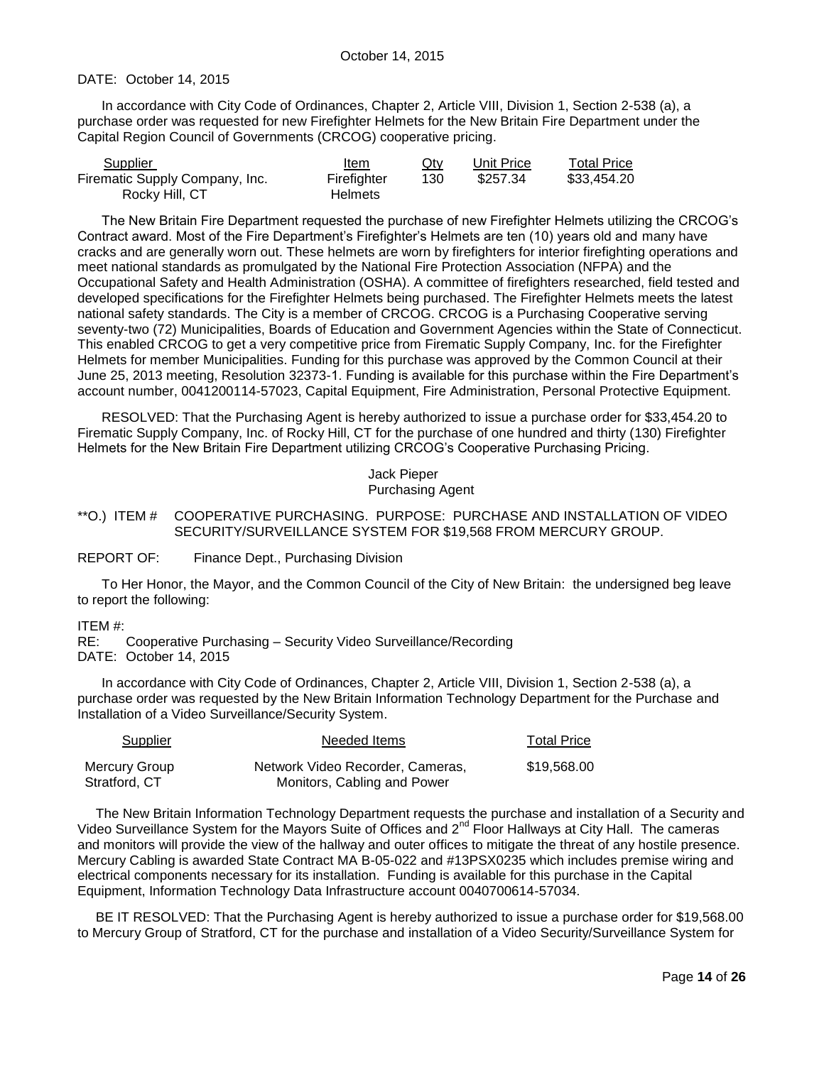DATE: October 14, 2015

In accordance with City Code of Ordinances, Chapter 2, Article VIII, Division 1, Section 2-538 (a), a purchase order was requested for new Firefighter Helmets for the New Britain Fire Department under the Capital Region Council of Governments (CRCOG) cooperative pricing.

| Supplier | Item | Qty | Unit Price | Total Price |
|---|---|---|---|---|
| Firematic Supply Company, Inc. Rocky Hill, CT | Firefighter Helmets | 130 | $257.34 | $33,454.20 |

The New Britain Fire Department requested the purchase of new Firefighter Helmets utilizing the CRCOG's Contract award. Most of the Fire Department's Firefighter's Helmets are ten (10) years old and many have cracks and are generally worn out. These helmets are worn by firefighters for interior firefighting operations and meet national standards as promulgated by the National Fire Protection Association (NFPA) and the Occupational Safety and Health Administration (OSHA). A committee of firefighters researched, field tested and developed specifications for the Firefighter Helmets being purchased. The Firefighter Helmets meets the latest national safety standards. The City is a member of CRCOG. CRCOG is a Purchasing Cooperative serving seventy-two (72) Municipalities, Boards of Education and Government Agencies within the State of Connecticut. This enabled CRCOG to get a very competitive price from Firematic Supply Company, Inc. for the Firefighter Helmets for member Municipalities. Funding for this purchase was approved by the Common Council at their June 25, 2013 meeting, Resolution 32373-1. Funding is available for this purchase within the Fire Department's account number, 0041200114-57023, Capital Equipment, Fire Administration, Personal Protective Equipment.

RESOLVED: That the Purchasing Agent is hereby authorized to issue a purchase order for $33,454.20 to Firematic Supply Company, Inc. of Rocky Hill, CT for the purchase of one hundred and thirty (130) Firefighter Helmets for the New Britain Fire Department utilizing CRCOG's Cooperative Purchasing Pricing.

Jack Pieper
Purchasing Agent

**O.) ITEM # COOPERATIVE PURCHASING. PURPOSE: PURCHASE AND INSTALLATION OF VIDEO SECURITY/SURVEILLANCE SYSTEM FOR $19,568 FROM MERCURY GROUP.

REPORT OF: Finance Dept., Purchasing Division

To Her Honor, the Mayor, and the Common Council of the City of New Britain: the undersigned beg leave to report the following:

ITEM #:
RE: Cooperative Purchasing – Security Video Surveillance/Recording
DATE: October 14, 2015

In accordance with City Code of Ordinances, Chapter 2, Article VIII, Division 1, Section 2-538 (a), a purchase order was requested by the New Britain Information Technology Department for the Purchase and Installation of a Video Surveillance/Security System.

| Supplier | Needed Items | Total Price |
|---|---|---|
| Mercury Group Stratford, CT | Network Video Recorder, Cameras, Monitors, Cabling and Power | $19,568.00 |

The New Britain Information Technology Department requests the purchase and installation of a Security and Video Surveillance System for the Mayors Suite of Offices and 2nd Floor Hallways at City Hall. The cameras and monitors will provide the view of the hallway and outer offices to mitigate the threat of any hostile presence. Mercury Cabling is awarded State Contract MA B-05-022 and #13PSX0235 which includes premise wiring and electrical components necessary for its installation. Funding is available for this purchase in the Capital Equipment, Information Technology Data Infrastructure account 0040700614-57034.

BE IT RESOLVED: That the Purchasing Agent is hereby authorized to issue a purchase order for $19,568.00 to Mercury Group of Stratford, CT for the purchase and installation of a Video Security/Surveillance System for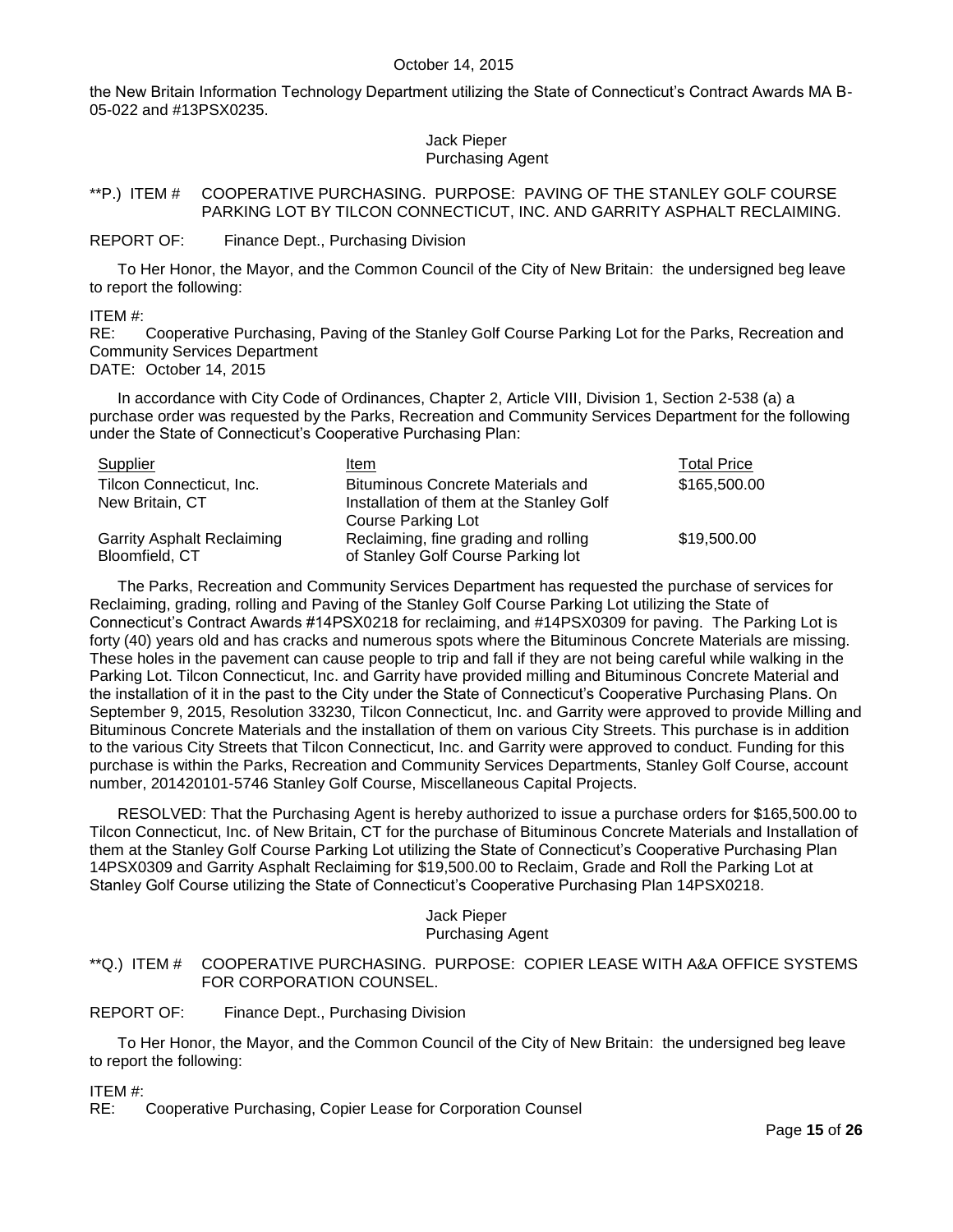the New Britain Information Technology Department utilizing the State of Connecticut's Contract Awards MA B-05-022 and #13PSX0235.

Jack Pieper
Purchasing Agent

**P.) ITEM # COOPERATIVE PURCHASING. PURPOSE: PAVING OF THE STANLEY GOLF COURSE PARKING LOT BY TILCON CONNECTICUT, INC. AND GARRITY ASPHALT RECLAIMING.

REPORT OF: Finance Dept., Purchasing Division

To Her Honor, the Mayor, and the Common Council of the City of New Britain: the undersigned beg leave to report the following:

ITEM #:
RE: Cooperative Purchasing, Paving of the Stanley Golf Course Parking Lot for the Parks, Recreation and Community Services Department
DATE: October 14, 2015

In accordance with City Code of Ordinances, Chapter 2, Article VIII, Division 1, Section 2-538 (a) a purchase order was requested by the Parks, Recreation and Community Services Department for the following under the State of Connecticut's Cooperative Purchasing Plan:

| Supplier | Item | Total Price |
|---|---|---|
| Tilcon Connecticut, Inc.<br>New Britain, CT | Bituminous Concrete Materials and Installation of them at the Stanley Golf Course Parking Lot | \$165,500.00 |
| Garrity Asphalt Reclaiming<br>Bloomfield, CT | Reclaiming, fine grading and rolling of Stanley Golf Course Parking lot | \$19,500.00 |

The Parks, Recreation and Community Services Department has requested the purchase of services for Reclaiming, grading, rolling and Paving of the Stanley Golf Course Parking Lot utilizing the State of Connecticut's Contract Awards #14PSX0218 for reclaiming, and #14PSX0309 for paving. The Parking Lot is forty (40) years old and has cracks and numerous spots where the Bituminous Concrete Materials are missing. These holes in the pavement can cause people to trip and fall if they are not being careful while walking in the Parking Lot. Tilcon Connecticut, Inc. and Garrity have provided milling and Bituminous Concrete Material and the installation of it in the past to the City under the State of Connecticut's Cooperative Purchasing Plans. On September 9, 2015, Resolution 33230, Tilcon Connecticut, Inc. and Garrity were approved to provide Milling and Bituminous Concrete Materials and the installation of them on various City Streets. This purchase is in addition to the various City Streets that Tilcon Connecticut, Inc. and Garrity were approved to conduct. Funding for this purchase is within the Parks, Recreation and Community Services Departments, Stanley Golf Course, account number, 201420101-5746 Stanley Golf Course, Miscellaneous Capital Projects.

RESOLVED: That the Purchasing Agent is hereby authorized to issue a purchase orders for \$165,500.00 to Tilcon Connecticut, Inc. of New Britain, CT for the purchase of Bituminous Concrete Materials and Installation of them at the Stanley Golf Course Parking Lot utilizing the State of Connecticut's Cooperative Purchasing Plan 14PSX0309 and Garrity Asphalt Reclaiming for \$19,500.00 to Reclaim, Grade and Roll the Parking Lot at Stanley Golf Course utilizing the State of Connecticut's Cooperative Purchasing Plan 14PSX0218.

Jack Pieper
Purchasing Agent

**Q.) ITEM # COOPERATIVE PURCHASING. PURPOSE: COPIER LEASE WITH A&A OFFICE SYSTEMS FOR CORPORATION COUNSEL.

REPORT OF: Finance Dept., Purchasing Division

To Her Honor, the Mayor, and the Common Council of the City of New Britain: the undersigned beg leave to report the following:

ITEM #:
RE: Cooperative Purchasing, Copier Lease for Corporation Counsel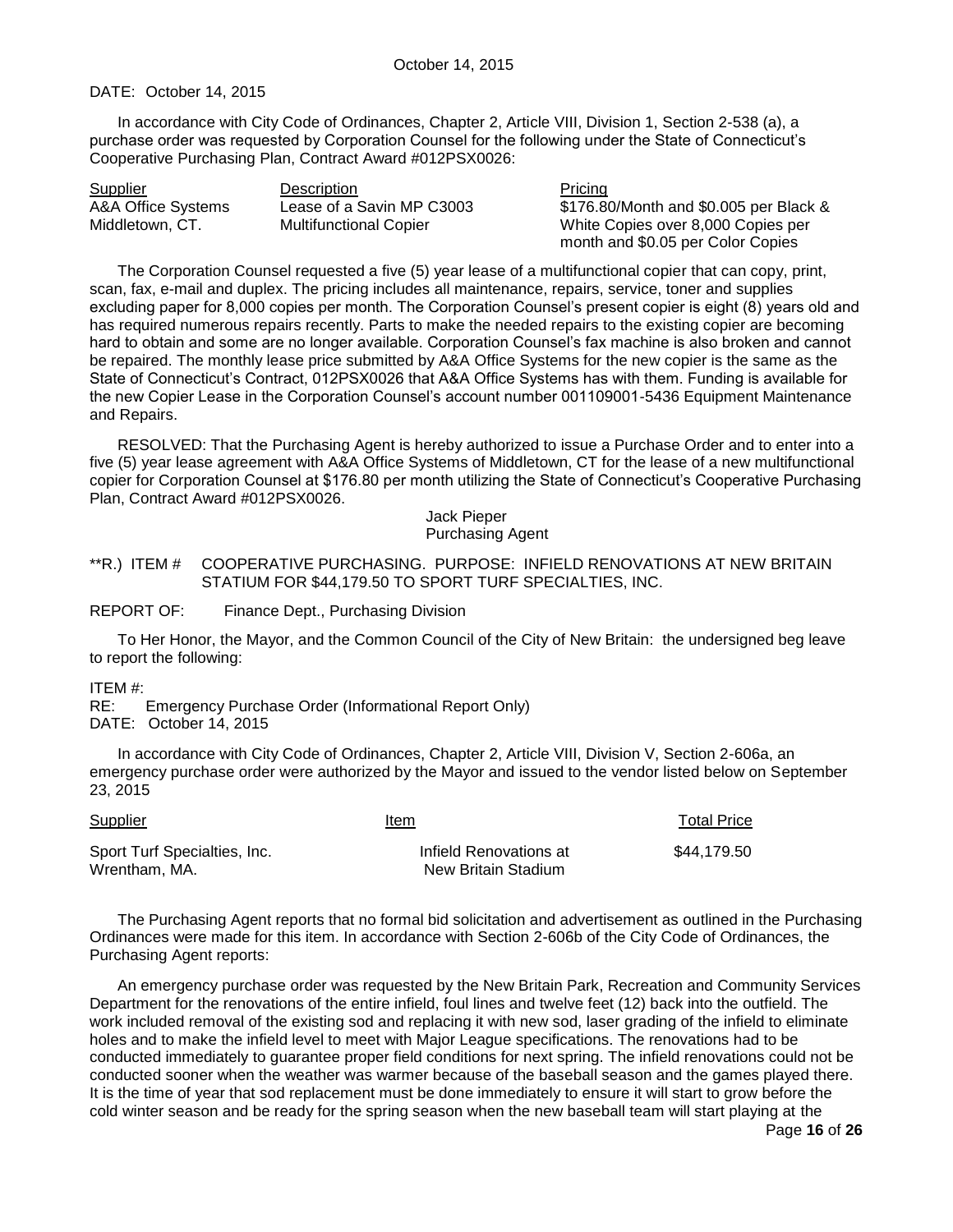DATE: October 14, 2015

In accordance with City Code of Ordinances, Chapter 2, Article VIII, Division 1, Section 2-538 (a), a purchase order was requested by Corporation Counsel for the following under the State of Connecticut's Cooperative Purchasing Plan, Contract Award #012PSX0026:

| Supplier | Description | Pricing |
|---|---|---|
| A&A Office Systems Middletown, CT. | Lease of a Savin MP C3003 Multifunctional Copier | $176.80/Month and $0.005 per Black & White Copies over 8,000 Copies per month and $0.05 per Color Copies |

The Corporation Counsel requested a five (5) year lease of a multifunctional copier that can copy, print, scan, fax, e-mail and duplex. The pricing includes all maintenance, repairs, service, toner and supplies excluding paper for 8,000 copies per month. The Corporation Counsel's present copier is eight (8) years old and has required numerous repairs recently. Parts to make the needed repairs to the existing copier are becoming hard to obtain and some are no longer available. Corporation Counsel's fax machine is also broken and cannot be repaired. The monthly lease price submitted by A&A Office Systems for the new copier is the same as the State of Connecticut's Contract, 012PSX0026 that A&A Office Systems has with them. Funding is available for the new Copier Lease in the Corporation Counsel's account number 001109001-5436 Equipment Maintenance and Repairs.

RESOLVED: That the Purchasing Agent is hereby authorized to issue a Purchase Order and to enter into a five (5) year lease agreement with A&A Office Systems of Middletown, CT for the lease of a new multifunctional copier for Corporation Counsel at $176.80 per month utilizing the State of Connecticut's Cooperative Purchasing Plan, Contract Award #012PSX0026.

Jack Pieper
Purchasing Agent

**R.) ITEM # COOPERATIVE PURCHASING. PURPOSE: INFIELD RENOVATIONS AT NEW BRITAIN STATIUM FOR $44,179.50 TO SPORT TURF SPECIALTIES, INC.

REPORT OF: Finance Dept., Purchasing Division

To Her Honor, the Mayor, and the Common Council of the City of New Britain: the undersigned beg leave to report the following:

ITEM #:
RE: Emergency Purchase Order (Informational Report Only)
DATE: October 14, 2015

In accordance with City Code of Ordinances, Chapter 2, Article VIII, Division V, Section 2-606a, an emergency purchase order were authorized by the Mayor and issued to the vendor listed below on September 23, 2015

| Supplier | Item | Total Price |
|---|---|---|
| Sport Turf Specialties, Inc. Wrentham, MA. | Infield Renovations at New Britain Stadium | $44,179.50 |

The Purchasing Agent reports that no formal bid solicitation and advertisement as outlined in the Purchasing Ordinances were made for this item. In accordance with Section 2-606b of the City Code of Ordinances, the Purchasing Agent reports:

An emergency purchase order was requested by the New Britain Park, Recreation and Community Services Department for the renovations of the entire infield, foul lines and twelve feet (12) back into the outfield. The work included removal of the existing sod and replacing it with new sod, laser grading of the infield to eliminate holes and to make the infield level to meet with Major League specifications. The renovations had to be conducted immediately to guarantee proper field conditions for next spring. The infield renovations could not be conducted sooner when the weather was warmer because of the baseball season and the games played there. It is the time of year that sod replacement must be done immediately to ensure it will start to grow before the cold winter season and be ready for the spring season when the new baseball team will start playing at the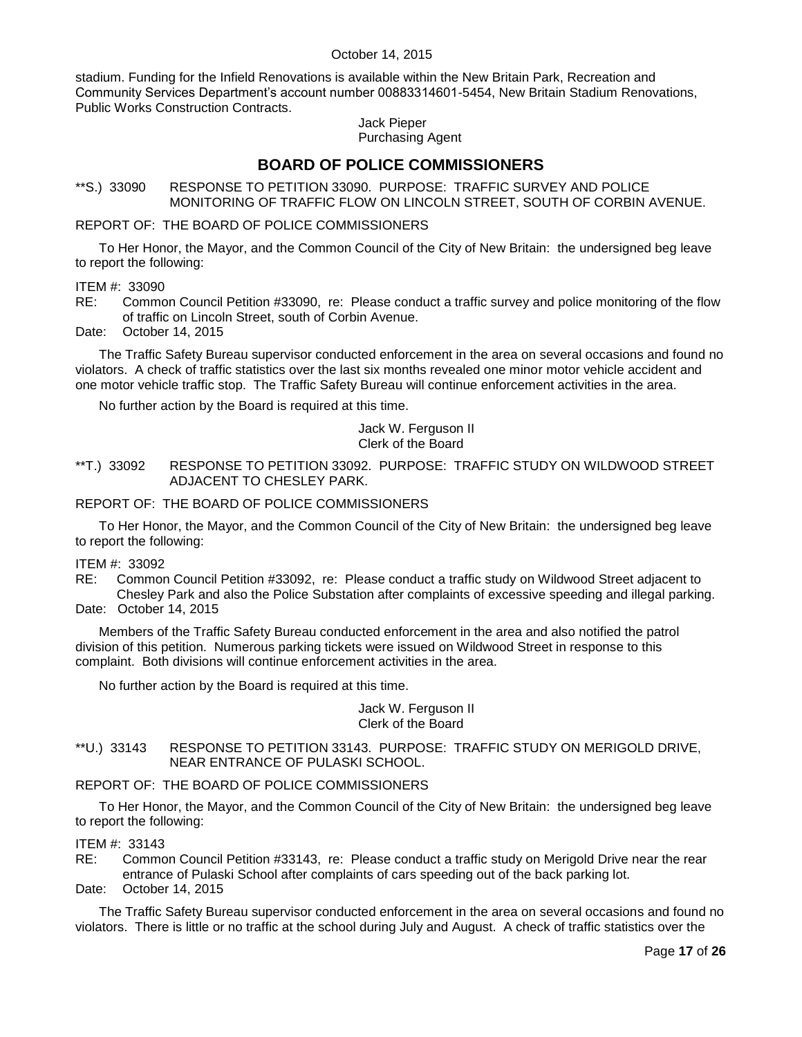stadium. Funding for the Infield Renovations is available within the New Britain Park, Recreation and Community Services Department's account number 00883314601-5454, New Britain Stadium Renovations, Public Works Construction Contracts.

Jack Pieper
Purchasing Agent

## BOARD OF POLICE COMMISSIONERS

**S.) 33090 RESPONSE TO PETITION 33090. PURPOSE: TRAFFIC SURVEY AND POLICE MONITORING OF TRAFFIC FLOW ON LINCOLN STREET, SOUTH OF CORBIN AVENUE.

REPORT OF: THE BOARD OF POLICE COMMISSIONERS

To Her Honor, the Mayor, and the Common Council of the City of New Britain: the undersigned beg leave to report the following:

ITEM #: 33090
RE: Common Council Petition #33090, re: Please conduct a traffic survey and police monitoring of the flow of traffic on Lincoln Street, south of Corbin Avenue.
Date: October 14, 2015

The Traffic Safety Bureau supervisor conducted enforcement in the area on several occasions and found no violators. A check of traffic statistics over the last six months revealed one minor motor vehicle accident and one motor vehicle traffic stop. The Traffic Safety Bureau will continue enforcement activities in the area.

No further action by the Board is required at this time.

Jack W. Ferguson II
Clerk of the Board

**T.) 33092 RESPONSE TO PETITION 33092. PURPOSE: TRAFFIC STUDY ON WILDWOOD STREET ADJACENT TO CHESLEY PARK.

REPORT OF: THE BOARD OF POLICE COMMISSIONERS

To Her Honor, the Mayor, and the Common Council of the City of New Britain: the undersigned beg leave to report the following:

ITEM #: 33092
RE: Common Council Petition #33092, re: Please conduct a traffic study on Wildwood Street adjacent to Chesley Park and also the Police Substation after complaints of excessive speeding and illegal parking.
Date: October 14, 2015

Members of the Traffic Safety Bureau conducted enforcement in the area and also notified the patrol division of this petition. Numerous parking tickets were issued on Wildwood Street in response to this complaint. Both divisions will continue enforcement activities in the area.

No further action by the Board is required at this time.

Jack W. Ferguson II
Clerk of the Board

**U.) 33143 RESPONSE TO PETITION 33143. PURPOSE: TRAFFIC STUDY ON MERIGOLD DRIVE, NEAR ENTRANCE OF PULASKI SCHOOL.

REPORT OF: THE BOARD OF POLICE COMMISSIONERS

To Her Honor, the Mayor, and the Common Council of the City of New Britain: the undersigned beg leave to report the following:

ITEM #: 33143
RE: Common Council Petition #33143, re: Please conduct a traffic study on Merigold Drive near the rear entrance of Pulaski School after complaints of cars speeding out of the back parking lot.
Date: October 14, 2015

The Traffic Safety Bureau supervisor conducted enforcement in the area on several occasions and found no violators. There is little or no traffic at the school during July and August. A check of traffic statistics over the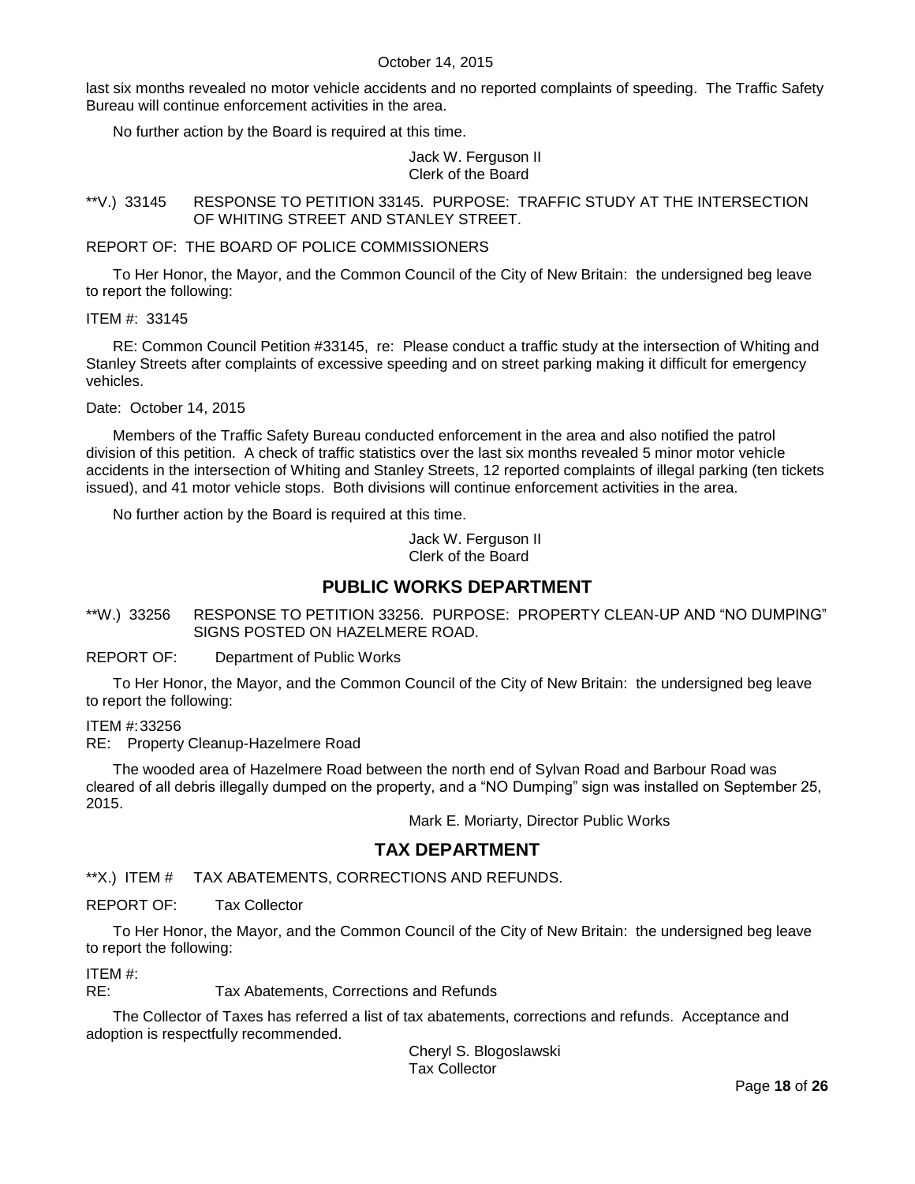last six months revealed no motor vehicle accidents and no reported complaints of speeding. The Traffic Safety Bureau will continue enforcement activities in the area.

No further action by the Board is required at this time.

Jack W. Ferguson II
Clerk of the Board

**V.) 33145 RESPONSE TO PETITION 33145. PURPOSE: TRAFFIC STUDY AT THE INTERSECTION OF WHITING STREET AND STANLEY STREET.

REPORT OF: THE BOARD OF POLICE COMMISSIONERS

To Her Honor, the Mayor, and the Common Council of the City of New Britain: the undersigned beg leave to report the following:

ITEM #: 33145

RE: Common Council Petition #33145, re: Please conduct a traffic study at the intersection of Whiting and Stanley Streets after complaints of excessive speeding and on street parking making it difficult for emergency vehicles.

Date: October 14, 2015

Members of the Traffic Safety Bureau conducted enforcement in the area and also notified the patrol division of this petition. A check of traffic statistics over the last six months revealed 5 minor motor vehicle accidents in the intersection of Whiting and Stanley Streets, 12 reported complaints of illegal parking (ten tickets issued), and 41 motor vehicle stops. Both divisions will continue enforcement activities in the area.

No further action by the Board is required at this time.

Jack W. Ferguson II
Clerk of the Board

## PUBLIC WORKS DEPARTMENT

**W.) 33256 RESPONSE TO PETITION 33256. PURPOSE: PROPERTY CLEAN-UP AND "NO DUMPING" SIGNS POSTED ON HAZELMERE ROAD.

REPORT OF: Department of Public Works

To Her Honor, the Mayor, and the Common Council of the City of New Britain: the undersigned beg leave to report the following:

ITEM #: 33256
RE: Property Cleanup-Hazelmere Road

The wooded area of Hazelmere Road between the north end of Sylvan Road and Barbour Road was cleared of all debris illegally dumped on the property, and a "NO Dumping" sign was installed on September 25, 2015.

Mark E. Moriarty, Director Public Works

## TAX DEPARTMENT

**X.) ITEM # TAX ABATEMENTS, CORRECTIONS AND REFUNDS.

REPORT OF: Tax Collector

To Her Honor, the Mayor, and the Common Council of the City of New Britain: the undersigned beg leave to report the following:

ITEM #:
RE: Tax Abatements, Corrections and Refunds

The Collector of Taxes has referred a list of tax abatements, corrections and refunds. Acceptance and adoption is respectfully recommended.

Cheryl S. Blogoslawski
Tax Collector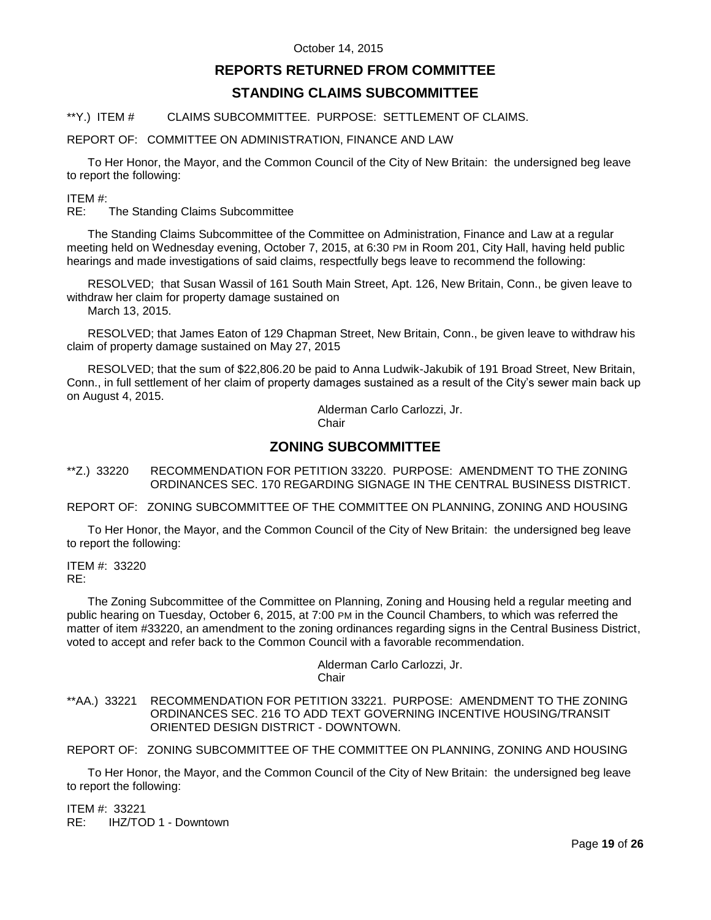October 14, 2015

## REPORTS RETURNED FROM COMMITTEE

## STANDING CLAIMS SUBCOMMITTEE

**Y.) ITEM # CLAIMS SUBCOMMITTEE. PURPOSE: SETTLEMENT OF CLAIMS.

REPORT OF: COMMITTEE ON ADMINISTRATION, FINANCE AND LAW

To Her Honor, the Mayor, and the Common Council of the City of New Britain: the undersigned beg leave to report the following:

ITEM #:
RE: The Standing Claims Subcommittee

The Standing Claims Subcommittee of the Committee on Administration, Finance and Law at a regular meeting held on Wednesday evening, October 7, 2015, at 6:30 PM in Room 201, City Hall, having held public hearings and made investigations of said claims, respectfully begs leave to recommend the following:

RESOLVED; that Susan Wassil of 161 South Main Street, Apt. 126, New Britain, Conn., be given leave to withdraw her claim for property damage sustained on
March 13, 2015.

RESOLVED; that James Eaton of 129 Chapman Street, New Britain, Conn., be given leave to withdraw his claim of property damage sustained on May 27, 2015

RESOLVED; that the sum of $22,806.20 be paid to Anna Ludwik-Jakubik of 191 Broad Street, New Britain, Conn., in full settlement of her claim of property damages sustained as a result of the City's sewer main back up on August 4, 2015.

Alderman Carlo Carlozzi, Jr.
Chair

## ZONING SUBCOMMITTEE

**Z.) 33220 RECOMMENDATION FOR PETITION 33220. PURPOSE: AMENDMENT TO THE ZONING ORDINANCES SEC. 170 REGARDING SIGNAGE IN THE CENTRAL BUSINESS DISTRICT.

REPORT OF: ZONING SUBCOMMITTEE OF THE COMMITTEE ON PLANNING, ZONING AND HOUSING

To Her Honor, the Mayor, and the Common Council of the City of New Britain: the undersigned beg leave to report the following:

ITEM #: 33220
RE:

The Zoning Subcommittee of the Committee on Planning, Zoning and Housing held a regular meeting and public hearing on Tuesday, October 6, 2015, at 7:00 PM in the Council Chambers, to which was referred the matter of item #33220, an amendment to the zoning ordinances regarding signs in the Central Business District, voted to accept and refer back to the Common Council with a favorable recommendation.

Alderman Carlo Carlozzi, Jr.
Chair

**AA.) 33221 RECOMMENDATION FOR PETITION 33221. PURPOSE: AMENDMENT TO THE ZONING ORDINANCES SEC. 216 TO ADD TEXT GOVERNING INCENTIVE HOUSING/TRANSIT ORIENTED DESIGN DISTRICT - DOWNTOWN.

REPORT OF: ZONING SUBCOMMITTEE OF THE COMMITTEE ON PLANNING, ZONING AND HOUSING

To Her Honor, the Mayor, and the Common Council of the City of New Britain: the undersigned beg leave to report the following:

ITEM #: 33221
RE: IHZ/TOD 1 - Downtown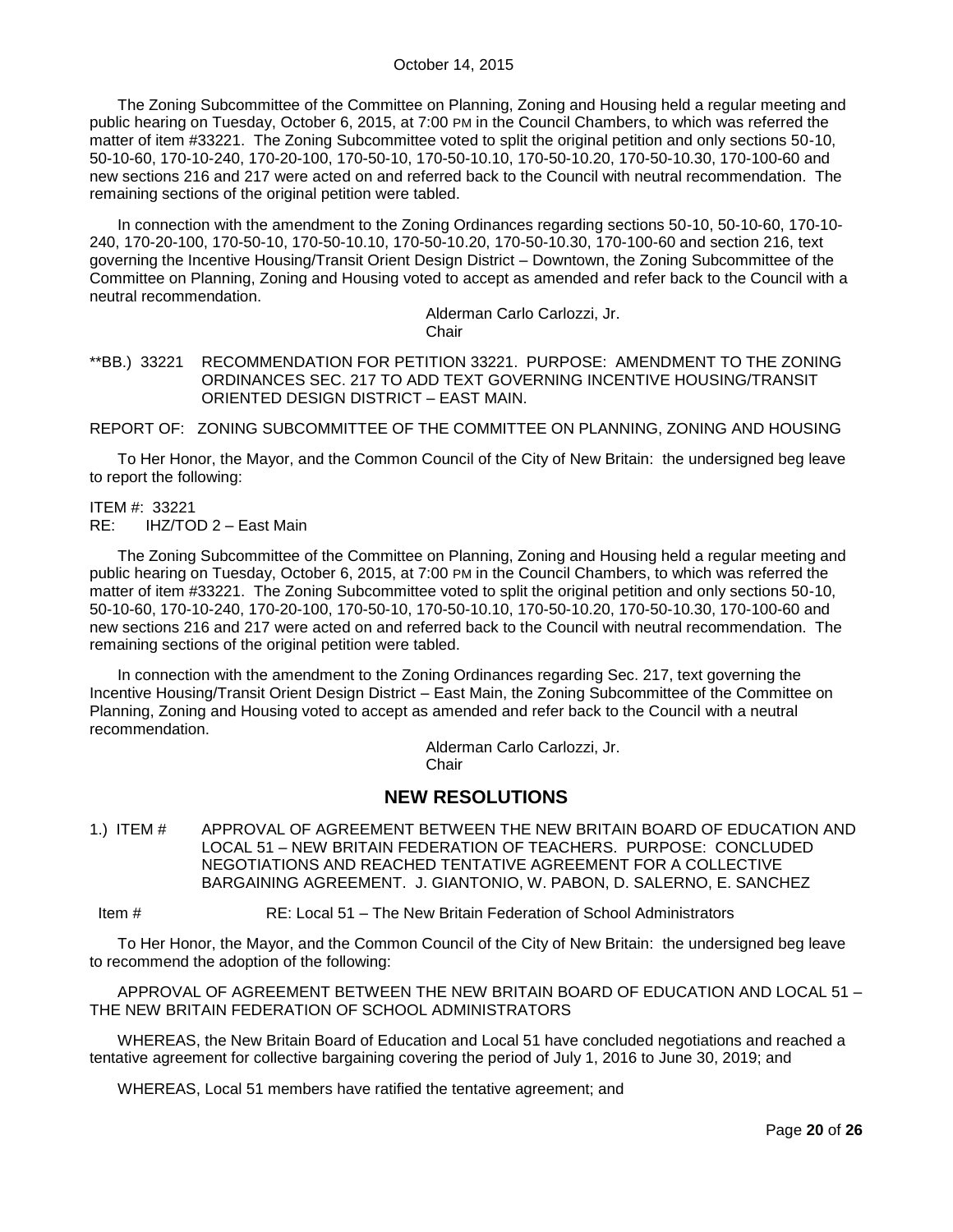The Zoning Subcommittee of the Committee on Planning, Zoning and Housing held a regular meeting and public hearing on Tuesday, October 6, 2015, at 7:00 PM in the Council Chambers, to which was referred the matter of item #33221. The Zoning Subcommittee voted to split the original petition and only sections 50-10, 50-10-60, 170-10-240, 170-20-100, 170-50-10, 170-50-10.10, 170-50-10.20, 170-50-10.30, 170-100-60 and new sections 216 and 217 were acted on and referred back to the Council with neutral recommendation. The remaining sections of the original petition were tabled.

In connection with the amendment to the Zoning Ordinances regarding sections 50-10, 50-10-60, 170-10-240, 170-20-100, 170-50-10, 170-50-10.10, 170-50-10.20, 170-50-10.30, 170-100-60 and section 216, text governing the Incentive Housing/Transit Orient Design District – Downtown, the Zoning Subcommittee of the Committee on Planning, Zoning and Housing voted to accept as amended and refer back to the Council with a neutral recommendation.

Alderman Carlo Carlozzi, Jr.
Chair

**BB.) 33221 RECOMMENDATION FOR PETITION 33221. PURPOSE: AMENDMENT TO THE ZONING ORDINANCES SEC. 217 TO ADD TEXT GOVERNING INCENTIVE HOUSING/TRANSIT ORIENTED DESIGN DISTRICT – EAST MAIN.

REPORT OF: ZONING SUBCOMMITTEE OF THE COMMITTEE ON PLANNING, ZONING AND HOUSING

To Her Honor, the Mayor, and the Common Council of the City of New Britain: the undersigned beg leave to report the following:

ITEM #: 33221
RE: IHZ/TOD 2 – East Main

The Zoning Subcommittee of the Committee on Planning, Zoning and Housing held a regular meeting and public hearing on Tuesday, October 6, 2015, at 7:00 PM in the Council Chambers, to which was referred the matter of item #33221. The Zoning Subcommittee voted to split the original petition and only sections 50-10, 50-10-60, 170-10-240, 170-20-100, 170-50-10, 170-50-10.10, 170-50-10.20, 170-50-10.30, 170-100-60 and new sections 216 and 217 were acted on and referred back to the Council with neutral recommendation. The remaining sections of the original petition were tabled.

In connection with the amendment to the Zoning Ordinances regarding Sec. 217, text governing the Incentive Housing/Transit Orient Design District – East Main, the Zoning Subcommittee of the Committee on Planning, Zoning and Housing voted to accept as amended and refer back to the Council with a neutral recommendation.

Alderman Carlo Carlozzi, Jr.
Chair

## NEW RESOLUTIONS

1.) ITEM # APPROVAL OF AGREEMENT BETWEEN THE NEW BRITAIN BOARD OF EDUCATION AND LOCAL 51 – NEW BRITAIN FEDERATION OF TEACHERS. PURPOSE: CONCLUDED NEGOTIATIONS AND REACHED TENTATIVE AGREEMENT FOR A COLLECTIVE BARGAINING AGREEMENT. J. GIANTONIO, W. PABON, D. SALERNO, E. SANCHEZ

Item # RE: Local 51 – The New Britain Federation of School Administrators

To Her Honor, the Mayor, and the Common Council of the City of New Britain: the undersigned beg leave to recommend the adoption of the following:

APPROVAL OF AGREEMENT BETWEEN THE NEW BRITAIN BOARD OF EDUCATION AND LOCAL 51 – THE NEW BRITAIN FEDERATION OF SCHOOL ADMINISTRATORS

WHEREAS, the New Britain Board of Education and Local 51 have concluded negotiations and reached a tentative agreement for collective bargaining covering the period of July 1, 2016 to June 30, 2019; and

WHEREAS, Local 51 members have ratified the tentative agreement; and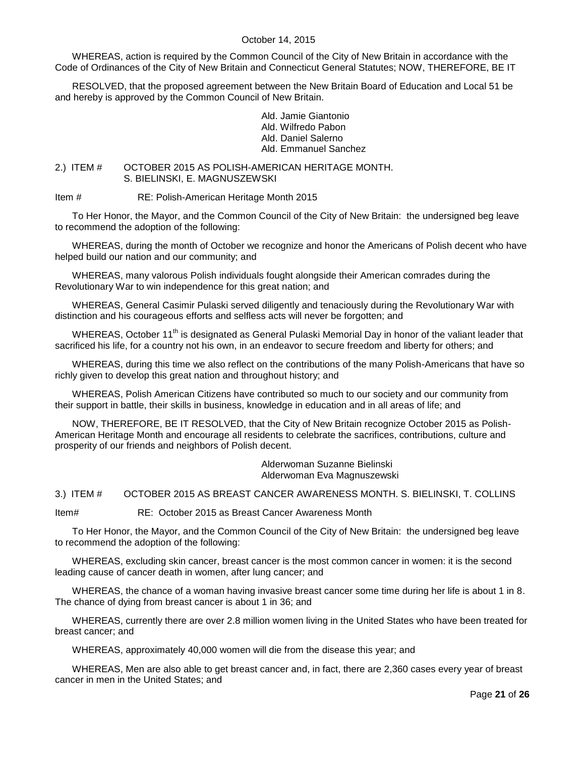WHEREAS, action is required by the Common Council of the City of New Britain in accordance with the Code of Ordinances of the City of New Britain and Connecticut General Statutes; NOW, THEREFORE, BE IT

RESOLVED, that the proposed agreement between the New Britain Board of Education and Local 51 be and hereby is approved by the Common Council of New Britain.

Ald. Jamie Giantonio  
Ald. Wilfredo Pabon  
Ald. Daniel Salerno  
Ald. Emmanuel Sanchez

2.) ITEM # OCTOBER 2015 AS POLISH-AMERICAN HERITAGE MONTH. S. BIELINSKI, E. MAGNUSZEWSKI

Item # RE: Polish-American Heritage Month 2015

To Her Honor, the Mayor, and the Common Council of the City of New Britain: the undersigned beg leave to recommend the adoption of the following:

WHEREAS, during the month of October we recognize and honor the Americans of Polish decent who have helped build our nation and our community; and

WHEREAS, many valorous Polish individuals fought alongside their American comrades during the Revolutionary War to win independence for this great nation; and

WHEREAS, General Casimir Pulaski served diligently and tenaciously during the Revolutionary War with distinction and his courageous efforts and selfless acts will never be forgotten; and

WHEREAS, October 11th is designated as General Pulaski Memorial Day in honor of the valiant leader that sacrificed his life, for a country not his own, in an endeavor to secure freedom and liberty for others; and

WHEREAS, during this time we also reflect on the contributions of the many Polish-Americans that have so richly given to develop this great nation and throughout history; and

WHEREAS, Polish American Citizens have contributed so much to our society and our community from their support in battle, their skills in business, knowledge in education and in all areas of life; and

NOW, THEREFORE, BE IT RESOLVED, that the City of New Britain recognize October 2015 as Polish-American Heritage Month and encourage all residents to celebrate the sacrifices, contributions, culture and prosperity of our friends and neighbors of Polish decent.

Alderwoman Suzanne Bielinski  
Alderwoman Eva Magnuszewski

3.) ITEM # OCTOBER 2015 AS BREAST CANCER AWARENESS MONTH. S. BIELINSKI, T. COLLINS

Item# RE: October 2015 as Breast Cancer Awareness Month

To Her Honor, the Mayor, and the Common Council of the City of New Britain: the undersigned beg leave to recommend the adoption of the following:

WHEREAS, excluding skin cancer, breast cancer is the most common cancer in women: it is the second leading cause of cancer death in women, after lung cancer; and

WHEREAS, the chance of a woman having invasive breast cancer some time during her life is about 1 in 8. The chance of dying from breast cancer is about 1 in 36; and

WHEREAS, currently there are over 2.8 million women living in the United States who have been treated for breast cancer; and

WHEREAS, approximately 40,000 women will die from the disease this year; and

WHEREAS, Men are also able to get breast cancer and, in fact, there are 2,360 cases every year of breast cancer in men in the United States; and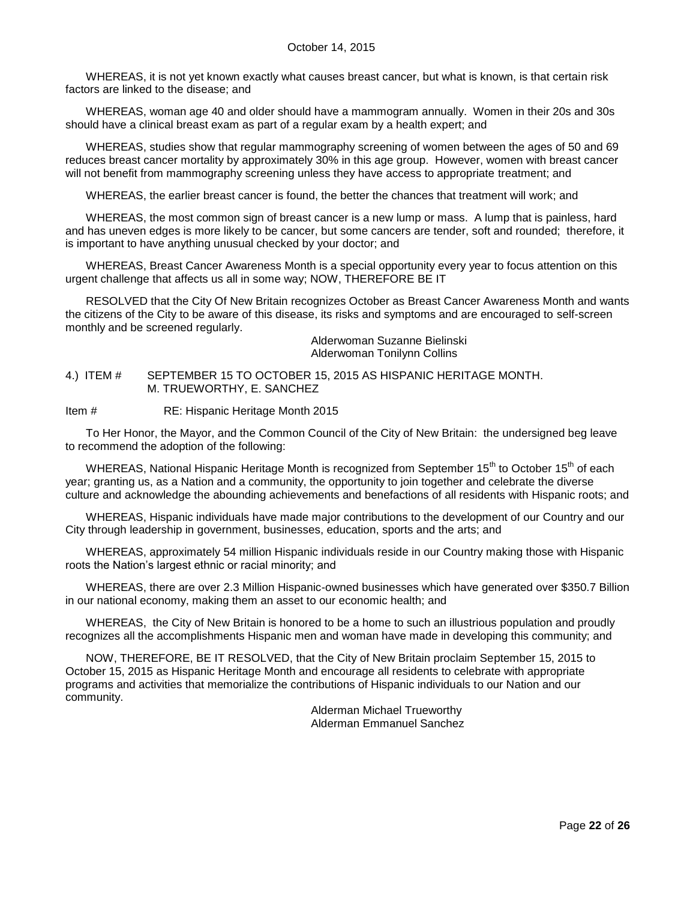WHEREAS, it is not yet known exactly what causes breast cancer, but what is known, is that certain risk factors are linked to the disease; and

WHEREAS, woman age 40 and older should have a mammogram annually. Women in their 20s and 30s should have a clinical breast exam as part of a regular exam by a health expert; and

WHEREAS, studies show that regular mammography screening of women between the ages of 50 and 69 reduces breast cancer mortality by approximately 30% in this age group. However, women with breast cancer will not benefit from mammography screening unless they have access to appropriate treatment; and

WHEREAS, the earlier breast cancer is found, the better the chances that treatment will work; and

WHEREAS, the most common sign of breast cancer is a new lump or mass. A lump that is painless, hard and has uneven edges is more likely to be cancer, but some cancers are tender, soft and rounded; therefore, it is important to have anything unusual checked by your doctor; and

WHEREAS, Breast Cancer Awareness Month is a special opportunity every year to focus attention on this urgent challenge that affects us all in some way; NOW, THEREFORE BE IT

RESOLVED that the City Of New Britain recognizes October as Breast Cancer Awareness Month and wants the citizens of the City to be aware of this disease, its risks and symptoms and are encouraged to self-screen monthly and be screened regularly.

Alderwoman Suzanne Bielinski
Alderwoman Tonilynn Collins

4.) ITEM # SEPTEMBER 15 TO OCTOBER 15, 2015 AS HISPANIC HERITAGE MONTH. M. TRUEWORTHY, E. SANCHEZ

Item # RE: Hispanic Heritage Month 2015

To Her Honor, the Mayor, and the Common Council of the City of New Britain: the undersigned beg leave to recommend the adoption of the following:

WHEREAS, National Hispanic Heritage Month is recognized from September 15th to October 15th of each year; granting us, as a Nation and a community, the opportunity to join together and celebrate the diverse culture and acknowledge the abounding achievements and benefactions of all residents with Hispanic roots; and

WHEREAS, Hispanic individuals have made major contributions to the development of our Country and our City through leadership in government, businesses, education, sports and the arts; and

WHEREAS, approximately 54 million Hispanic individuals reside in our Country making those with Hispanic roots the Nation's largest ethnic or racial minority; and

WHEREAS, there are over 2.3 Million Hispanic-owned businesses which have generated over $350.7 Billion in our national economy, making them an asset to our economic health; and

WHEREAS, the City of New Britain is honored to be a home to such an illustrious population and proudly recognizes all the accomplishments Hispanic men and woman have made in developing this community; and

NOW, THEREFORE, BE IT RESOLVED, that the City of New Britain proclaim September 15, 2015 to October 15, 2015 as Hispanic Heritage Month and encourage all residents to celebrate with appropriate programs and activities that memorialize the contributions of Hispanic individuals to our Nation and our community.

Alderman Michael Trueworthy
Alderman Emmanuel Sanchez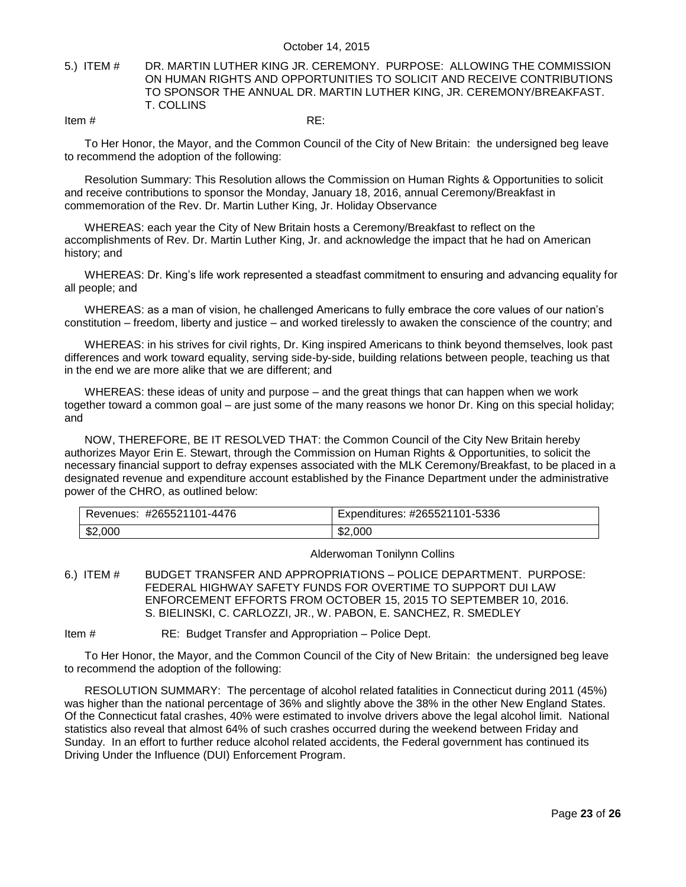5.) ITEM # DR. MARTIN LUTHER KING JR. CEREMONY. PURPOSE: ALLOWING THE COMMISSION ON HUMAN RIGHTS AND OPPORTUNITIES TO SOLICIT AND RECEIVE CONTRIBUTIONS TO SPONSOR THE ANNUAL DR. MARTIN LUTHER KING, JR. CEREMONY/BREAKFAST. T. COLLINS

Item # RE:

To Her Honor, the Mayor, and the Common Council of the City of New Britain: the undersigned beg leave to recommend the adoption of the following:

Resolution Summary: This Resolution allows the Commission on Human Rights & Opportunities to solicit and receive contributions to sponsor the Monday, January 18, 2016, annual Ceremony/Breakfast in commemoration of the Rev. Dr. Martin Luther King, Jr. Holiday Observance

WHEREAS: each year the City of New Britain hosts a Ceremony/Breakfast to reflect on the accomplishments of Rev. Dr. Martin Luther King, Jr. and acknowledge the impact that he had on American history; and

WHEREAS: Dr. King's life work represented a steadfast commitment to ensuring and advancing equality for all people; and

WHEREAS: as a man of vision, he challenged Americans to fully embrace the core values of our nation's constitution – freedom, liberty and justice – and worked tirelessly to awaken the conscience of the country; and

WHEREAS: in his strives for civil rights, Dr. King inspired Americans to think beyond themselves, look past differences and work toward equality, serving side-by-side, building relations between people, teaching us that in the end we are more alike that we are different; and

WHEREAS: these ideas of unity and purpose – and the great things that can happen when we work together toward a common goal – are just some of the many reasons we honor Dr. King on this special holiday; and

NOW, THEREFORE, BE IT RESOLVED THAT: the Common Council of the City New Britain hereby authorizes Mayor Erin E. Stewart, through the Commission on Human Rights & Opportunities, to solicit the necessary financial support to defray expenses associated with the MLK Ceremony/Breakfast, to be placed in a designated revenue and expenditure account established by the Finance Department under the administrative power of the CHRO, as outlined below:

| Revenues: #265521101-4476 | Expenditures: #265521101-5336 |
|---|---|
| $2,000 | $2,000 |

Alderwoman Tonilynn Collins

6.) ITEM # BUDGET TRANSFER AND APPROPRIATIONS – POLICE DEPARTMENT. PURPOSE: FEDERAL HIGHWAY SAFETY FUNDS FOR OVERTIME TO SUPPORT DUI LAW ENFORCEMENT EFFORTS FROM OCTOBER 15, 2015 TO SEPTEMBER 10, 2016. S. BIELINSKI, C. CARLOZZI, JR., W. PABON, E. SANCHEZ, R. SMEDLEY

Item # RE: Budget Transfer and Appropriation – Police Dept.

To Her Honor, the Mayor, and the Common Council of the City of New Britain: the undersigned beg leave to recommend the adoption of the following:

RESOLUTION SUMMARY: The percentage of alcohol related fatalities in Connecticut during 2011 (45%) was higher than the national percentage of 36% and slightly above the 38% in the other New England States. Of the Connecticut fatal crashes, 40% were estimated to involve drivers above the legal alcohol limit. National statistics also reveal that almost 64% of such crashes occurred during the weekend between Friday and Sunday. In an effort to further reduce alcohol related accidents, the Federal government has continued its Driving Under the Influence (DUI) Enforcement Program.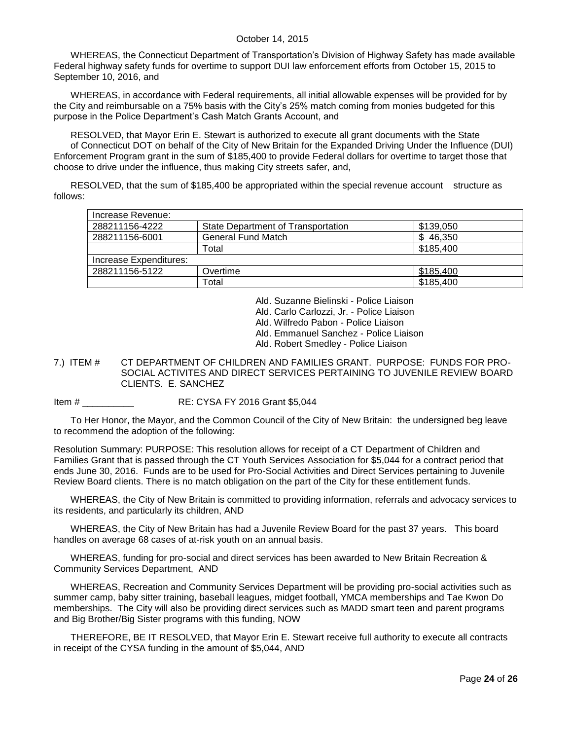WHEREAS, the Connecticut Department of Transportation's Division of Highway Safety has made available Federal highway safety funds for overtime to support DUI law enforcement efforts from October 15, 2015 to September 10, 2016, and

WHEREAS, in accordance with Federal requirements, all initial allowable expenses will be provided for by the City and reimbursable on a 75% basis with the City's 25% match coming from monies budgeted for this purpose in the Police Department's Cash Match Grants Account, and

RESOLVED, that Mayor Erin E. Stewart is authorized to execute all grant documents with the State of Connecticut DOT on behalf of the City of New Britain for the Expanded Driving Under the Influence (DUI) Enforcement Program grant in the sum of $185,400 to provide Federal dollars for overtime to target those that choose to drive under the influence, thus making City streets safer, and,

RESOLVED, that the sum of $185,400 be appropriated within the special revenue account structure as follows:

| Increase Revenue: | | |
|---|---|---|
| 288211156-4222 | State Department of Transportation | $139,050 |
| 288211156-6001 | General Fund Match | $ 46,350 |
| | Total | $185,400 |
| Increase Expenditures: | | |
| 288211156-5122 | Overtime | $185,400 |
| | Total | $185,400 |

Ald. Suzanne Bielinski - Police Liaison
Ald. Carlo Carlozzi, Jr. - Police Liaison
Ald. Wilfredo Pabon - Police Liaison
Ald. Emmanuel Sanchez - Police Liaison
Ald. Robert Smedley - Police Liaison

7.) ITEM # CT DEPARTMENT OF CHILDREN AND FAMILIES GRANT. PURPOSE: FUNDS FOR PRO-SOCIAL ACTIVITES AND DIRECT SERVICES PERTAINING TO JUVENILE REVIEW BOARD CLIENTS. E. SANCHEZ

Item # __________ RE: CYSA FY 2016 Grant $5,044

To Her Honor, the Mayor, and the Common Council of the City of New Britain: the undersigned beg leave to recommend the adoption of the following:

Resolution Summary: PURPOSE: This resolution allows for receipt of a CT Department of Children and Families Grant that is passed through the CT Youth Services Association for $5,044 for a contract period that ends June 30, 2016. Funds are to be used for Pro-Social Activities and Direct Services pertaining to Juvenile Review Board clients. There is no match obligation on the part of the City for these entitlement funds.

WHEREAS, the City of New Britain is committed to providing information, referrals and advocacy services to its residents, and particularly its children, AND

WHEREAS, the City of New Britain has had a Juvenile Review Board for the past 37 years. This board handles on average 68 cases of at-risk youth on an annual basis.

WHEREAS, funding for pro-social and direct services has been awarded to New Britain Recreation & Community Services Department, AND

WHEREAS, Recreation and Community Services Department will be providing pro-social activities such as summer camp, baby sitter training, baseball leagues, midget football, YMCA memberships and Tae Kwon Do memberships. The City will also be providing direct services such as MADD smart teen and parent programs and Big Brother/Big Sister programs with this funding, NOW

THEREFORE, BE IT RESOLVED, that Mayor Erin E. Stewart receive full authority to execute all contracts in receipt of the CYSA funding in the amount of $5,044, AND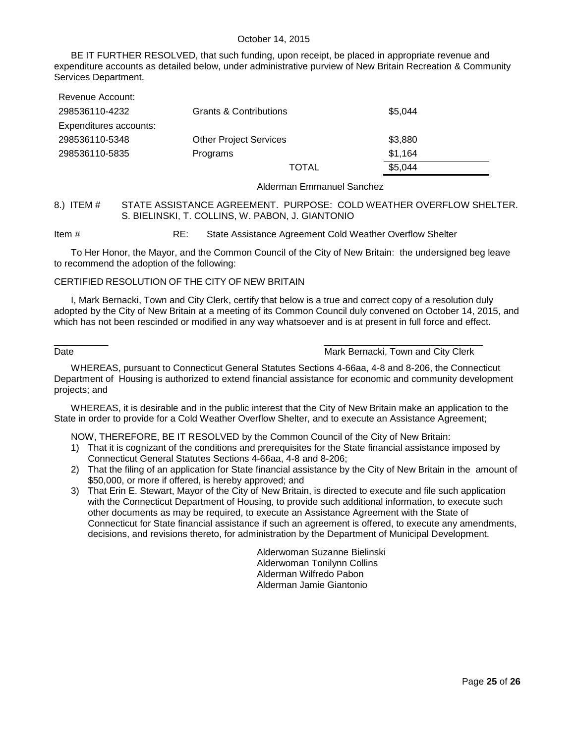BE IT FURTHER RESOLVED, that such funding, upon receipt, be placed in appropriate revenue and expenditure accounts as detailed below, under administrative purview of New Britain Recreation & Community Services Department.

| | | |
|---|---|---|
| Revenue Account: | | |
| 298536110-4232 | Grants & Contributions | $5,044 |
| Expenditures accounts: | | |
| 298536110-5348 | Other Project Services | $3,880 |
| 298536110-5835 | Programs | $1,164 |
| | TOTAL | $5,044 |

Alderman Emmanuel Sanchez

8.) ITEM # STATE ASSISTANCE AGREEMENT. PURPOSE: COLD WEATHER OVERFLOW SHELTER. S. BIELINSKI, T. COLLINS, W. PABON, J. GIANTONIO

Item # RE: State Assistance Agreement Cold Weather Overflow Shelter

To Her Honor, the Mayor, and the Common Council of the City of New Britain: the undersigned beg leave to recommend the adoption of the following:

CERTIFIED RESOLUTION OF THE CITY OF NEW BRITAIN

I, Mark Bernacki, Town and City Clerk, certify that below is a true and correct copy of a resolution duly adopted by the City of New Britain at a meeting of its Common Council duly convened on October 14, 2015, and which has not been rescinded or modified in any way whatsoever and is at present in full force and effect.

\_\_\_\_\_\_\_\_\_\_ \_\_\_\_\_\_\_\_\_\_\_\_\_\_\_\_\_\_\_\_\_\_\_\_\_\_\_\_\_\_

Date Mark Bernacki, Town and City Clerk

WHEREAS, pursuant to Connecticut General Statutes Sections 4-66aa, 4-8 and 8-206, the Connecticut Department of Housing is authorized to extend financial assistance for economic and community development projects; and

WHEREAS, it is desirable and in the public interest that the City of New Britain make an application to the State in order to provide for a Cold Weather Overflow Shelter, and to execute an Assistance Agreement;

NOW, THEREFORE, BE IT RESOLVED by the Common Council of the City of New Britain:

1) That it is cognizant of the conditions and prerequisites for the State financial assistance imposed by Connecticut General Statutes Sections 4-66aa, 4-8 and 8-206;
2) That the filing of an application for State financial assistance by the City of New Britain in the amount of $50,000, or more if offered, is hereby approved; and
3) That Erin E. Stewart, Mayor of the City of New Britain, is directed to execute and file such application with the Connecticut Department of Housing, to provide such additional information, to execute such other documents as may be required, to execute an Assistance Agreement with the State of Connecticut for State financial assistance if such an agreement is offered, to execute any amendments, decisions, and revisions thereto, for administration by the Department of Municipal Development.

Alderwoman Suzanne Bielinski
Alderwoman Tonilynn Collins
Alderman Wilfredo Pabon
Alderman Jamie Giantonio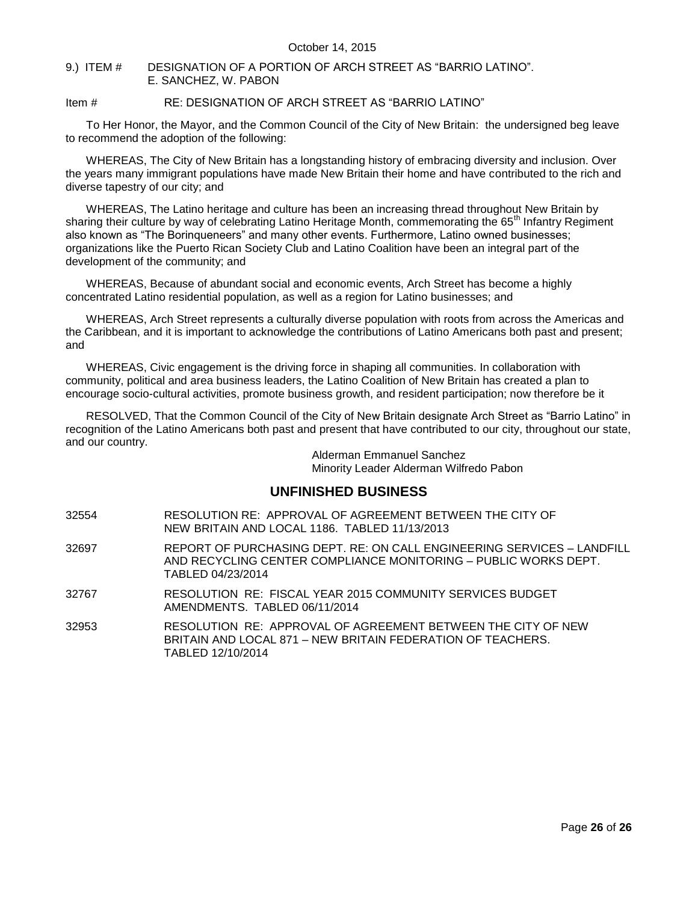9.) ITEM # DESIGNATION OF A PORTION OF ARCH STREET AS "BARRIO LATINO". E. SANCHEZ, W. PABON

Item # RE: DESIGNATION OF ARCH STREET AS "BARRIO LATINO"

To Her Honor, the Mayor, and the Common Council of the City of New Britain: the undersigned beg leave to recommend the adoption of the following:

WHEREAS, The City of New Britain has a longstanding history of embracing diversity and inclusion. Over the years many immigrant populations have made New Britain their home and have contributed to the rich and diverse tapestry of our city; and

WHEREAS, The Latino heritage and culture has been an increasing thread throughout New Britain by sharing their culture by way of celebrating Latino Heritage Month, commemorating the 65th Infantry Regiment also known as "The Borinqueneers" and many other events. Furthermore, Latino owned businesses; organizations like the Puerto Rican Society Club and Latino Coalition have been an integral part of the development of the community; and

WHEREAS, Because of abundant social and economic events, Arch Street has become a highly concentrated Latino residential population, as well as a region for Latino businesses; and

WHEREAS, Arch Street represents a culturally diverse population with roots from across the Americas and the Caribbean, and it is important to acknowledge the contributions of Latino Americans both past and present; and

WHEREAS, Civic engagement is the driving force in shaping all communities. In collaboration with community, political and area business leaders, the Latino Coalition of New Britain has created a plan to encourage socio-cultural activities, promote business growth, and resident participation; now therefore be it

RESOLVED, That the Common Council of the City of New Britain designate Arch Street as "Barrio Latino" in recognition of the Latino Americans both past and present that have contributed to our city, throughout our state, and our country.

Alderman Emmanuel Sanchez
Minority Leader Alderman Wilfredo Pabon

## UNFINISHED BUSINESS

32554 RESOLUTION RE: APPROVAL OF AGREEMENT BETWEEN THE CITY OF NEW BRITAIN AND LOCAL 1186. TABLED 11/13/2013

32697 REPORT OF PURCHASING DEPT. RE: ON CALL ENGINEERING SERVICES – LANDFILL AND RECYCLING CENTER COMPLIANCE MONITORING – PUBLIC WORKS DEPT. TABLED 04/23/2014

32767 RESOLUTION RE: FISCAL YEAR 2015 COMMUNITY SERVICES BUDGET AMENDMENTS. TABLED 06/11/2014

32953 RESOLUTION RE: APPROVAL OF AGREEMENT BETWEEN THE CITY OF NEW BRITAIN AND LOCAL 871 – NEW BRITAIN FEDERATION OF TEACHERS. TABLED 12/10/2014